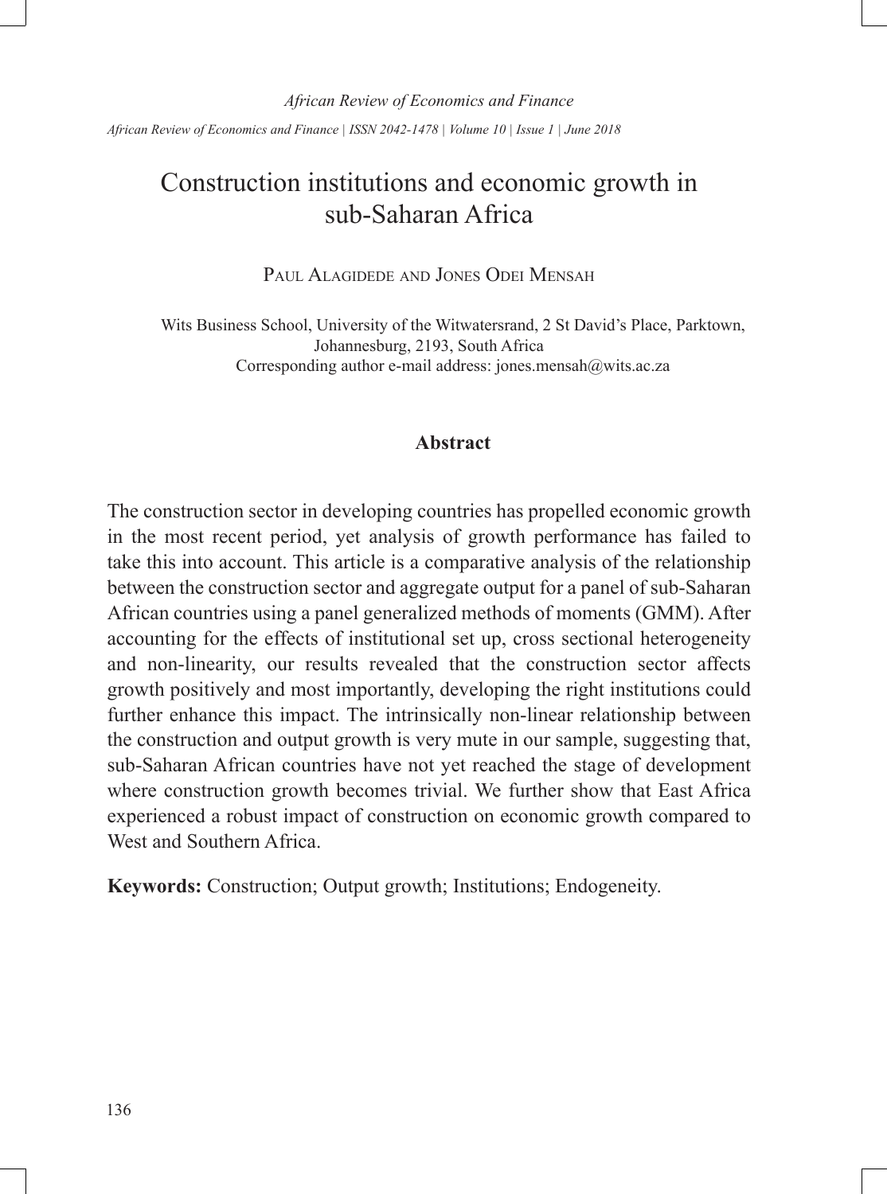# Construction institutions and economic growth in sub-Saharan Africa

Paul Alagidede and Jones Odei Mensah

Wits Business School, University of the Witwatersrand, 2 St David's Place, Parktown, Johannesburg, 2193, South Africa
Corresponding author e-mail address: jones.mensah@wits.ac.za

## Abstract

The construction sector in developing countries has propelled economic growth in the most recent period, yet analysis of growth performance has failed to take this into account. This article is a comparative analysis of the relationship between the construction sector and aggregate output for a panel of sub-Saharan African countries using a panel generalized methods of moments (GMM). After accounting for the effects of institutional set up, cross sectional heterogeneity and non-linearity, our results revealed that the construction sector affects growth positively and most importantly, developing the right institutions could further enhance this impact. The intrinsically non-linear relationship between the construction and output growth is very mute in our sample, suggesting that, sub-Saharan African countries have not yet reached the stage of development where construction growth becomes trivial. We further show that East Africa experienced a robust impact of construction on economic growth compared to West and Southern Africa.

**Keywords:** Construction; Output growth; Institutions; Endogeneity.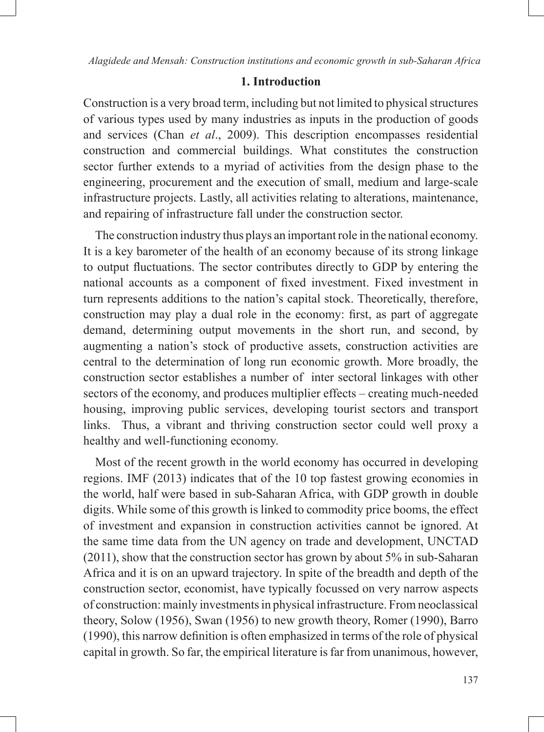## 1. Introduction

Construction is a very broad term, including but not limited to physical structures of various types used by many industries as inputs in the production of goods and services (Chan *et al*., 2009). This description encompasses residential construction and commercial buildings. What constitutes the construction sector further extends to a myriad of activities from the design phase to the engineering, procurement and the execution of small, medium and large-scale infrastructure projects. Lastly, all activities relating to alterations, maintenance, and repairing of infrastructure fall under the construction sector.

The construction industry thus plays an important role in the national economy. It is a key barometer of the health of an economy because of its strong linkage to output fluctuations. The sector contributes directly to GDP by entering the national accounts as a component of fixed investment. Fixed investment in turn represents additions to the nation's capital stock. Theoretically, therefore, construction may play a dual role in the economy: first, as part of aggregate demand, determining output movements in the short run, and second, by augmenting a nation's stock of productive assets, construction activities are central to the determination of long run economic growth. More broadly, the construction sector establishes a number of inter sectoral linkages with other sectors of the economy, and produces multiplier effects – creating much-needed housing, improving public services, developing tourist sectors and transport links. Thus, a vibrant and thriving construction sector could well proxy a healthy and well-functioning economy.

Most of the recent growth in the world economy has occurred in developing regions. IMF (2013) indicates that of the 10 top fastest growing economies in the world, half were based in sub-Saharan Africa, with GDP growth in double digits. While some of this growth is linked to commodity price booms, the effect of investment and expansion in construction activities cannot be ignored. At the same time data from the UN agency on trade and development, UNCTAD (2011), show that the construction sector has grown by about 5% in sub-Saharan Africa and it is on an upward trajectory. In spite of the breadth and depth of the construction sector, economist, have typically focussed on very narrow aspects of construction: mainly investments in physical infrastructure. From neoclassical theory, Solow (1956), Swan (1956) to new growth theory, Romer (1990), Barro (1990), this narrow definition is often emphasized in terms of the role of physical capital in growth. So far, the empirical literature is far from unanimous, however,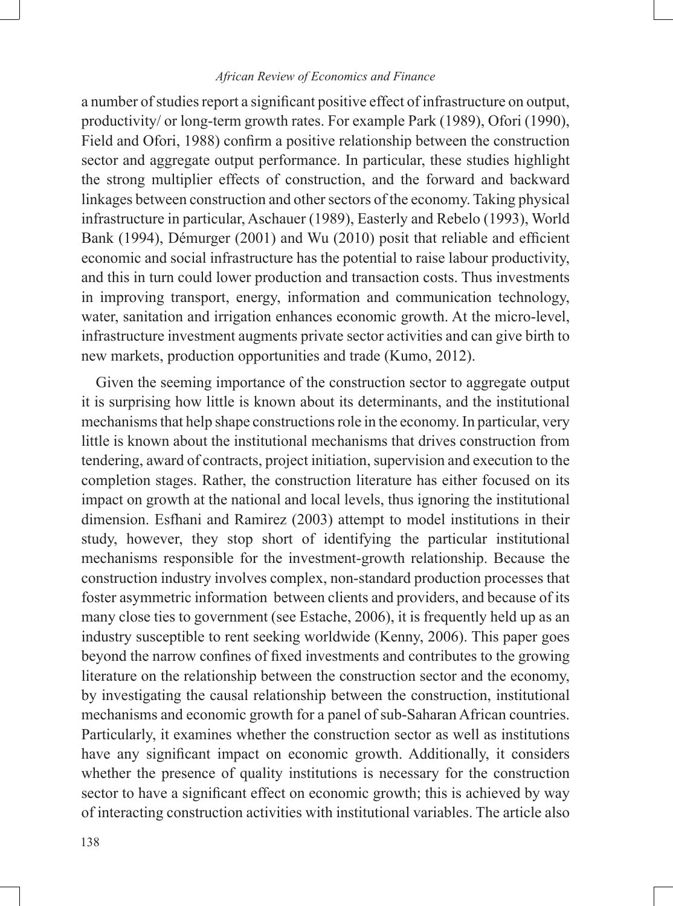a number of studies report a significant positive effect of infrastructure on output, productivity/ or long-term growth rates. For example Park (1989), Ofori (1990), Field and Ofori, 1988) confirm a positive relationship between the construction sector and aggregate output performance. In particular, these studies highlight the strong multiplier effects of construction, and the forward and backward linkages between construction and other sectors of the economy. Taking physical infrastructure in particular, Aschauer (1989), Easterly and Rebelo (1993), World Bank (1994), Démurger (2001) and Wu (2010) posit that reliable and efficient economic and social infrastructure has the potential to raise labour productivity, and this in turn could lower production and transaction costs. Thus investments in improving transport, energy, information and communication technology, water, sanitation and irrigation enhances economic growth. At the micro-level, infrastructure investment augments private sector activities and can give birth to new markets, production opportunities and trade (Kumo, 2012).

Given the seeming importance of the construction sector to aggregate output it is surprising how little is known about its determinants, and the institutional mechanisms that help shape constructions role in the economy. In particular, very little is known about the institutional mechanisms that drives construction from tendering, award of contracts, project initiation, supervision and execution to the completion stages. Rather, the construction literature has either focused on its impact on growth at the national and local levels, thus ignoring the institutional dimension. Esfhani and Ramirez (2003) attempt to model institutions in their study, however, they stop short of identifying the particular institutional mechanisms responsible for the investment-growth relationship. Because the construction industry involves complex, non-standard production processes that foster asymmetric information between clients and providers, and because of its many close ties to government (see Estache, 2006), it is frequently held up as an industry susceptible to rent seeking worldwide (Kenny, 2006). This paper goes beyond the narrow confines of fixed investments and contributes to the growing literature on the relationship between the construction sector and the economy, by investigating the causal relationship between the construction, institutional mechanisms and economic growth for a panel of sub-Saharan African countries. Particularly, it examines whether the construction sector as well as institutions have any significant impact on economic growth. Additionally, it considers whether the presence of quality institutions is necessary for the construction sector to have a significant effect on economic growth; this is achieved by way of interacting construction activities with institutional variables. The article also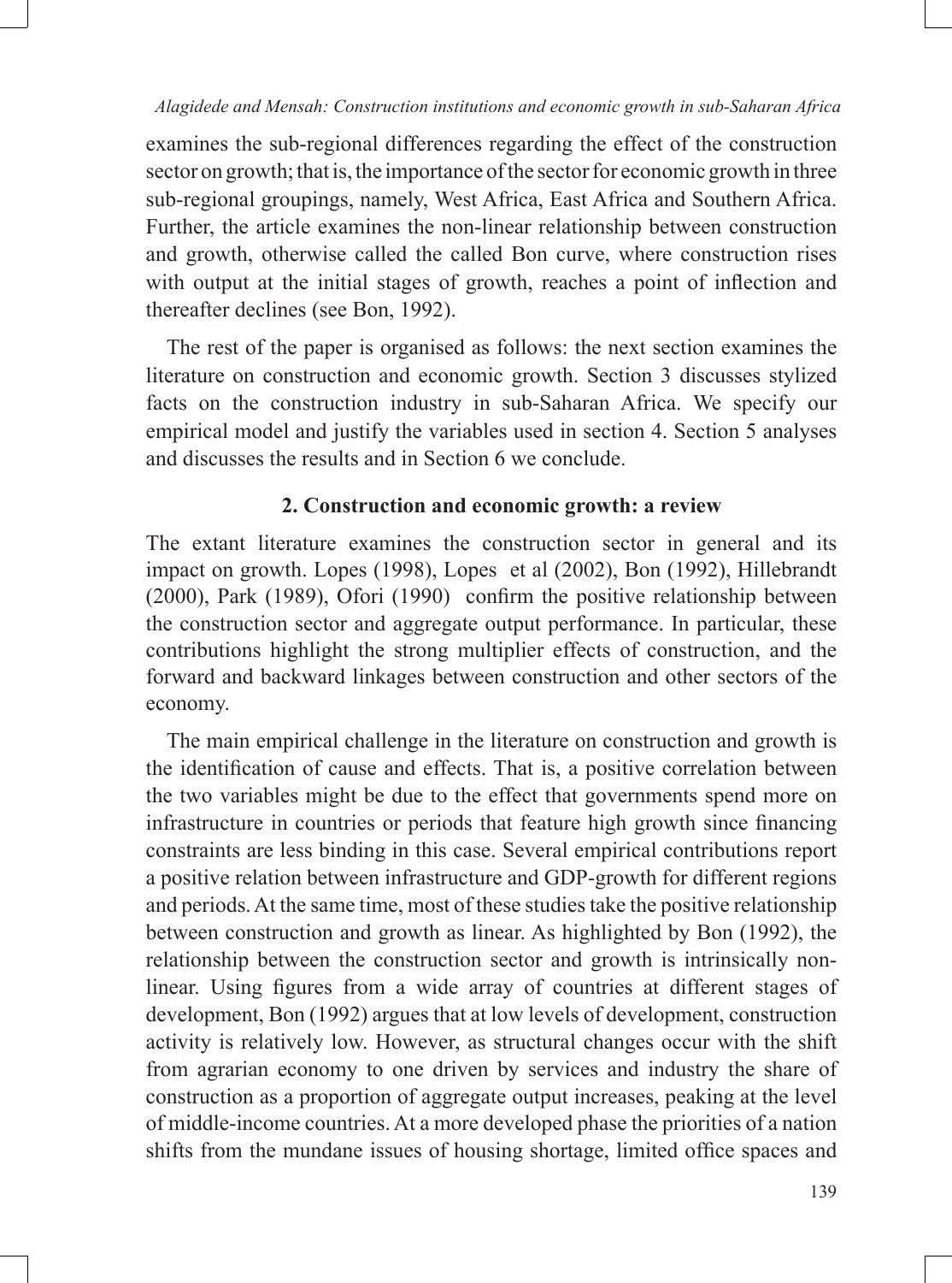examines the sub-regional differences regarding the effect of the construction sector on growth; that is, the importance of the sector for economic growth in three sub-regional groupings, namely, West Africa, East Africa and Southern Africa. Further, the article examines the non-linear relationship between construction and growth, otherwise called the called Bon curve, where construction rises with output at the initial stages of growth, reaches a point of inflection and thereafter declines (see Bon, 1992).

The rest of the paper is organised as follows: the next section examines the literature on construction and economic growth. Section 3 discusses stylized facts on the construction industry in sub-Saharan Africa. We specify our empirical model and justify the variables used in section 4. Section 5 analyses and discusses the results and in Section 6 we conclude.

## 2. Construction and economic growth: a review

The extant literature examines the construction sector in general and its impact on growth. Lopes (1998), Lopes et al (2002), Bon (1992), Hillebrandt (2000), Park (1989), Ofori (1990) confirm the positive relationship between the construction sector and aggregate output performance. In particular, these contributions highlight the strong multiplier effects of construction, and the forward and backward linkages between construction and other sectors of the economy.

The main empirical challenge in the literature on construction and growth is the identification of cause and effects. That is, a positive correlation between the two variables might be due to the effect that governments spend more on infrastructure in countries or periods that feature high growth since financing constraints are less binding in this case. Several empirical contributions report a positive relation between infrastructure and GDP-growth for different regions and periods. At the same time, most of these studies take the positive relationship between construction and growth as linear. As highlighted by Bon (1992), the relationship between the construction sector and growth is intrinsically non-linear. Using figures from a wide array of countries at different stages of development, Bon (1992) argues that at low levels of development, construction activity is relatively low. However, as structural changes occur with the shift from agrarian economy to one driven by services and industry the share of construction as a proportion of aggregate output increases, peaking at the level of middle-income countries. At a more developed phase the priorities of a nation shifts from the mundane issues of housing shortage, limited office spaces and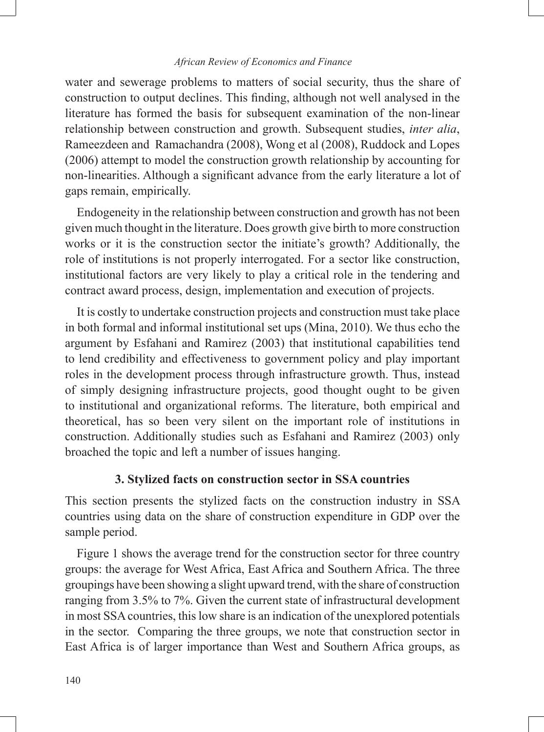water and sewerage problems to matters of social security, thus the share of construction to output declines. This finding, although not well analysed in the literature has formed the basis for subsequent examination of the non-linear relationship between construction and growth. Subsequent studies, *inter alia*, Rameezdeen and Ramachandra (2008), Wong et al (2008), Ruddock and Lopes (2006) attempt to model the construction growth relationship by accounting for non-linearities. Although a significant advance from the early literature a lot of gaps remain, empirically.

Endogeneity in the relationship between construction and growth has not been given much thought in the literature. Does growth give birth to more construction works or it is the construction sector the initiate's growth? Additionally, the role of institutions is not properly interrogated. For a sector like construction, institutional factors are very likely to play a critical role in the tendering and contract award process, design, implementation and execution of projects.

It is costly to undertake construction projects and construction must take place in both formal and informal institutional set ups (Mina, 2010). We thus echo the argument by Esfahani and Ramirez (2003) that institutional capabilities tend to lend credibility and effectiveness to government policy and play important roles in the development process through infrastructure growth. Thus, instead of simply designing infrastructure projects, good thought ought to be given to institutional and organizational reforms. The literature, both empirical and theoretical, has so been very silent on the important role of institutions in construction. Additionally studies such as Esfahani and Ramirez (2003) only broached the topic and left a number of issues hanging.

## 3. Stylized facts on construction sector in SSA countries

This section presents the stylized facts on the construction industry in SSA countries using data on the share of construction expenditure in GDP over the sample period.

Figure 1 shows the average trend for the construction sector for three country groups: the average for West Africa, East Africa and Southern Africa. The three groupings have been showing a slight upward trend, with the share of construction ranging from 3.5% to 7%. Given the current state of infrastructural development in most SSA countries, this low share is an indication of the unexplored potentials in the sector. Comparing the three groups, we note that construction sector in East Africa is of larger importance than West and Southern Africa groups, as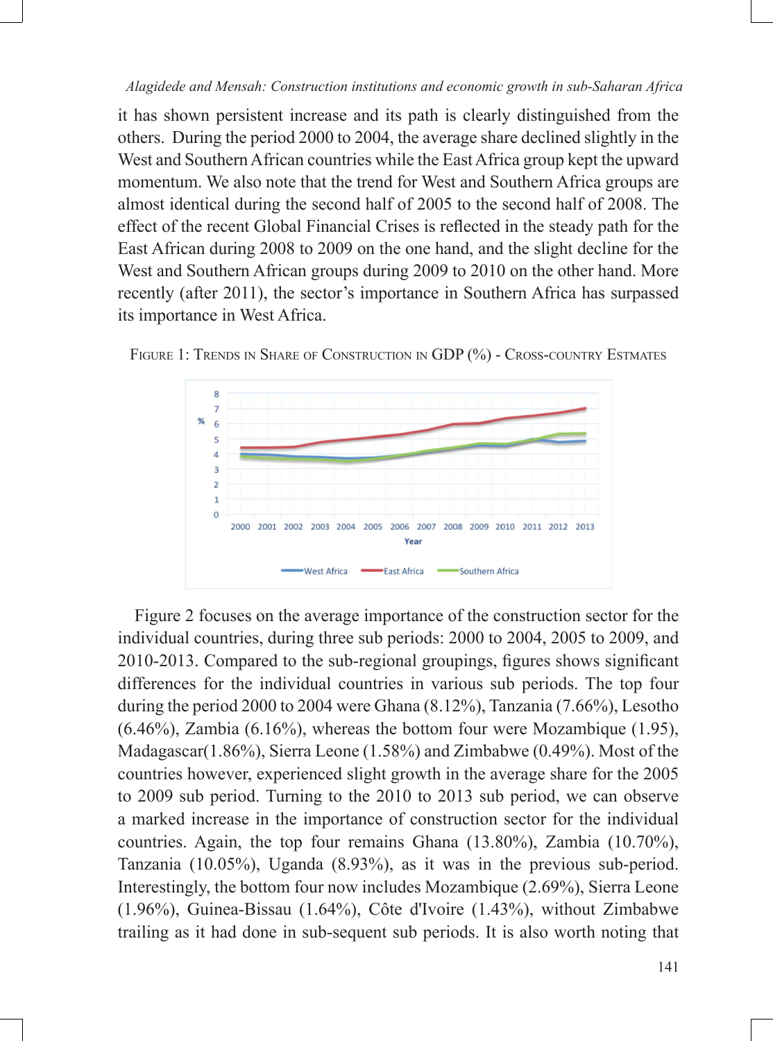it has shown persistent increase and its path is clearly distinguished from the others. During the period 2000 to 2004, the average share declined slightly in the West and Southern African countries while the East Africa group kept the upward momentum. We also note that the trend for West and Southern Africa groups are almost identical during the second half of 2005 to the second half of 2008. The effect of the recent Global Financial Crises is reflected in the steady path for the East African during 2008 to 2009 on the one hand, and the slight decline for the West and Southern African groups during 2009 to 2010 on the other hand. More recently (after 2011), the sector's importance in Southern Africa has surpassed its importance in West Africa.

Figure 1: Trends in Share of Construction in GDP (%) - Cross-country Estmates

Figure 2 focuses on the average importance of the construction sector for the individual countries, during three sub periods: 2000 to 2004, 2005 to 2009, and 2010-2013. Compared to the sub-regional groupings, figures shows significant differences for the individual countries in various sub periods. The top four during the period 2000 to 2004 were Ghana (8.12%), Tanzania (7.66%), Lesotho (6.46%), Zambia (6.16%), whereas the bottom four were Mozambique (1.95), Madagascar(1.86%), Sierra Leone (1.58%) and Zimbabwe (0.49%). Most of the countries however, experienced slight growth in the average share for the 2005 to 2009 sub period. Turning to the 2010 to 2013 sub period, we can observe a marked increase in the importance of construction sector for the individual countries. Again, the top four remains Ghana (13.80%), Zambia (10.70%), Tanzania (10.05%), Uganda (8.93%), as it was in the previous sub-period. Interestingly, the bottom four now includes Mozambique (2.69%), Sierra Leone (1.96%), Guinea-Bissau (1.64%), Côte d'Ivoire (1.43%), without Zimbabwe trailing as it had done in sub-sequent sub periods. It is also worth noting that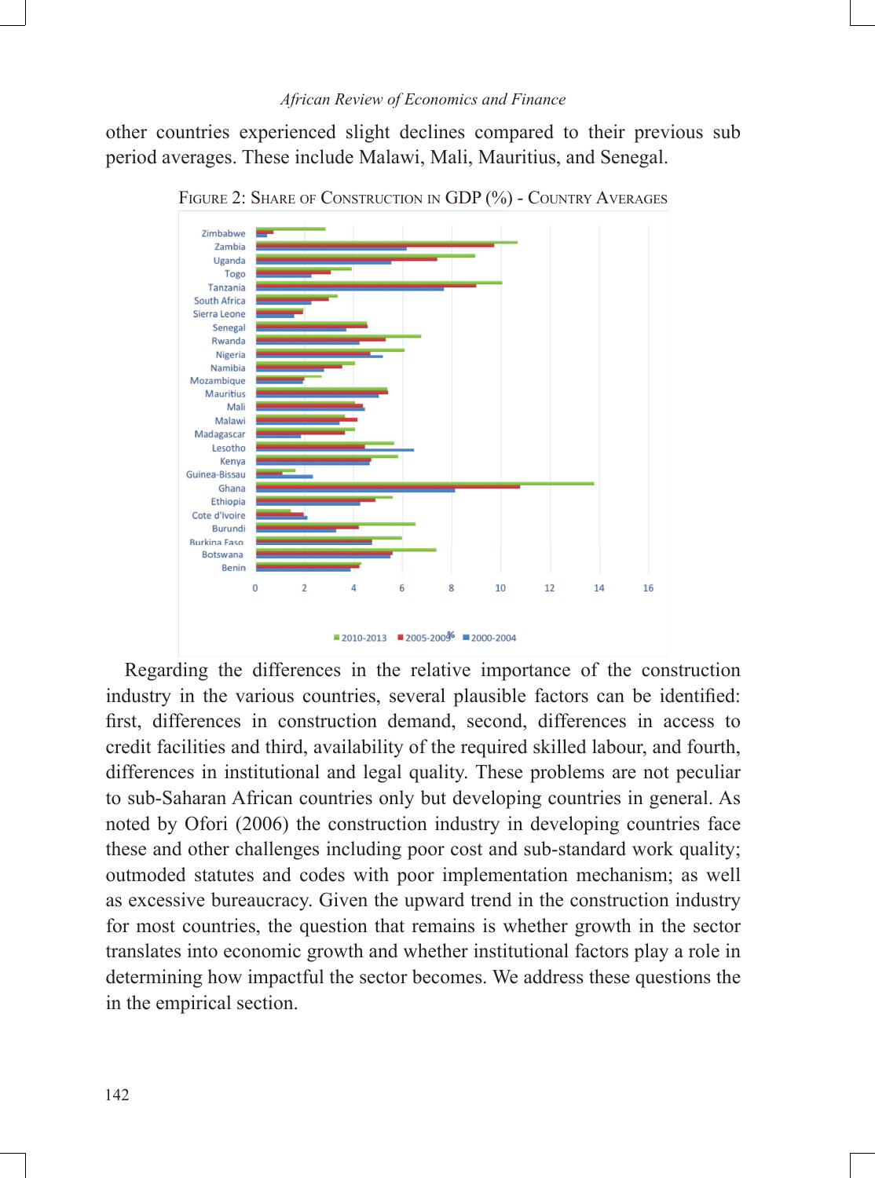other countries experienced slight declines compared to their previous sub period averages. These include Malawi, Mali, Mauritius, and Senegal.

Figure 2: Share of Construction in GDP (%) - Country Averages

Regarding the differences in the relative importance of the construction industry in the various countries, several plausible factors can be identified: first, differences in construction demand, second, differences in access to credit facilities and third, availability of the required skilled labour, and fourth, differences in institutional and legal quality. These problems are not peculiar to sub-Saharan African countries only but developing countries in general. As noted by Ofori (2006) the construction industry in developing countries face these and other challenges including poor cost and sub-standard work quality; outmoded statutes and codes with poor implementation mechanism; as well as excessive bureaucracy. Given the upward trend in the construction industry for most countries, the question that remains is whether growth in the sector translates into economic growth and whether institutional factors play a role in determining how impactful the sector becomes. We address these questions the in the empirical section.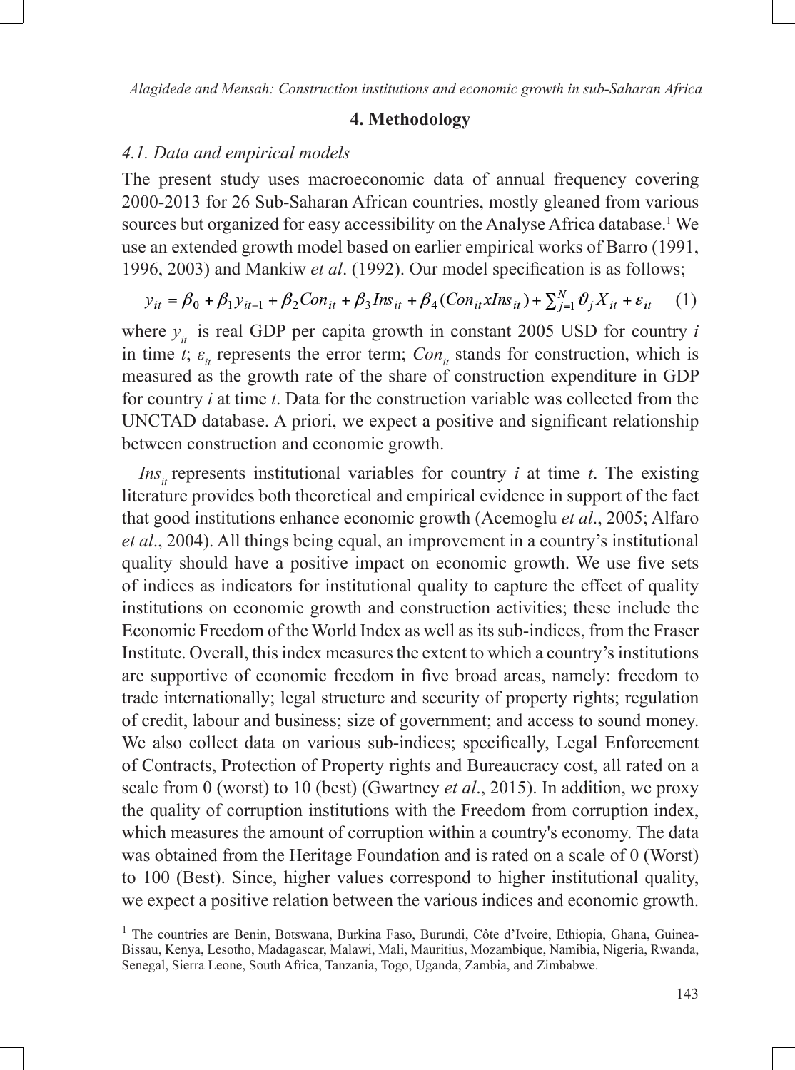## 4. Methodology

### *4.1. Data and empirical models*

The present study uses macroeconomic data of annual frequency covering 2000-2013 for 26 Sub-Saharan African countries, mostly gleaned from various sources but organized for easy accessibility on the Analyse Africa database.[1] We use an extended growth model based on earlier empirical works of Barro (1991, 1996, 2003) and Mankiw *et al*. (1992). Our model specification is as follows;

$$y_{it} = \beta_0 + \beta_1 y_{it-1} + \beta_2 Con_{it} + \beta_3 Ins_{it} + \beta_4 (Con_{it} x Ins_{it}) + \sum_{j=1}^{N} \vartheta_j X_{it} + \varepsilon_{it} \quad (1)$$

where $y_{it}$ is real GDP per capita growth in constant 2005 USD for country *i* in time *t*; $\varepsilon_{it}$ represents the error term; $Con_{it}$ stands for construction, which is measured as the growth rate of the share of construction expenditure in GDP for country *i* at time *t*. Data for the construction variable was collected from the UNCTAD database. A priori, we expect a positive and significant relationship between construction and economic growth.

$Ins_{it}$ represents institutional variables for country *i* at time *t*. The existing literature provides both theoretical and empirical evidence in support of the fact that good institutions enhance economic growth (Acemoglu *et al*., 2005; Alfaro *et al*., 2004). All things being equal, an improvement in a country's institutional quality should have a positive impact on economic growth. We use five sets of indices as indicators for institutional quality to capture the effect of quality institutions on economic growth and construction activities; these include the Economic Freedom of the World Index as well as its sub-indices, from the Fraser Institute. Overall, this index measures the extent to which a country's institutions are supportive of economic freedom in five broad areas, namely: freedom to trade internationally; legal structure and security of property rights; regulation of credit, labour and business; size of government; and access to sound money. We also collect data on various sub-indices; specifically, Legal Enforcement of Contracts, Protection of Property rights and Bureaucracy cost, all rated on a scale from 0 (worst) to 10 (best) (Gwartney *et al*., 2015). In addition, we proxy the quality of corruption institutions with the Freedom from corruption index, which measures the amount of corruption within a country's economy. The data was obtained from the Heritage Foundation and is rated on a scale of 0 (Worst) to 100 (Best). Since, higher values correspond to higher institutional quality, we expect a positive relation between the various indices and economic growth.

---

[1] The countries are Benin, Botswana, Burkina Faso, Burundi, Côte d'Ivoire, Ethiopia, Ghana, Guinea-Bissau, Kenya, Lesotho, Madagascar, Malawi, Mali, Mauritius, Mozambique, Namibia, Nigeria, Rwanda, Senegal, Sierra Leone, South Africa, Tanzania, Togo, Uganda, Zambia, and Zimbabwe.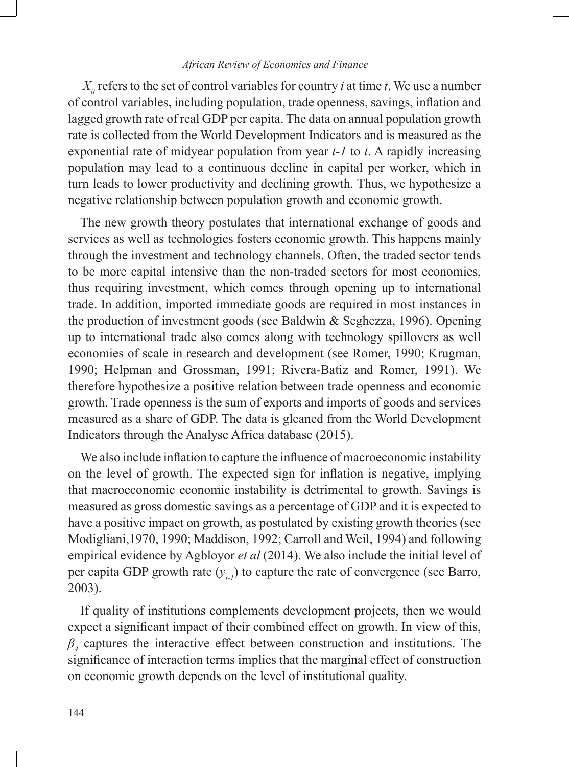$X_{it}$ refers to the set of control variables for country *i* at time *t*. We use a number of control variables, including population, trade openness, savings, inflation and lagged growth rate of real GDP per capita. The data on annual population growth rate is collected from the World Development Indicators and is measured as the exponential rate of midyear population from year *t-1* to *t*. A rapidly increasing population may lead to a continuous decline in capital per worker, which in turn leads to lower productivity and declining growth. Thus, we hypothesize a negative relationship between population growth and economic growth.

The new growth theory postulates that international exchange of goods and services as well as technologies fosters economic growth. This happens mainly through the investment and technology channels. Often, the traded sector tends to be more capital intensive than the non-traded sectors for most economies, thus requiring investment, which comes through opening up to international trade. In addition, imported immediate goods are required in most instances in the production of investment goods (see Baldwin & Seghezza, 1996). Opening up to international trade also comes along with technology spillovers as well economies of scale in research and development (see Romer, 1990; Krugman, 1990; Helpman and Grossman, 1991; Rivera-Batiz and Romer, 1991). We therefore hypothesize a positive relation between trade openness and economic growth. Trade openness is the sum of exports and imports of goods and services measured as a share of GDP. The data is gleaned from the World Development Indicators through the Analyse Africa database (2015).

We also include inflation to capture the influence of macroeconomic instability on the level of growth. The expected sign for inflation is negative, implying that macroeconomic economic instability is detrimental to growth. Savings is measured as gross domestic savings as a percentage of GDP and it is expected to have a positive impact on growth, as postulated by existing growth theories (see Modigliani,1970, 1990; Maddison, 1992; Carroll and Weil, 1994) and following empirical evidence by Agbloyor *et al* (2014). We also include the initial level of per capita GDP growth rate ($y_{t-1}$) to capture the rate of convergence (see Barro, 2003).

If quality of institutions complements development projects, then we would expect a significant impact of their combined effect on growth. In view of this, $\beta_4$ captures the interactive effect between construction and institutions. The significance of interaction terms implies that the marginal effect of construction on economic growth depends on the level of institutional quality.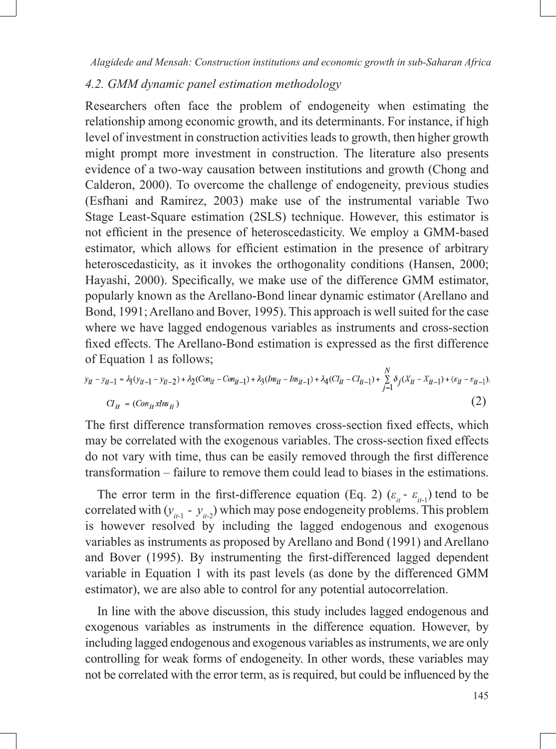### 4.2. GMM dynamic panel estimation methodology

Researchers often face the problem of endogeneity when estimating the relationship among economic growth, and its determinants. For instance, if high level of investment in construction activities leads to growth, then higher growth might prompt more investment in construction. The literature also presents evidence of a two-way causation between institutions and growth (Chong and Calderon, 2000). To overcome the challenge of endogeneity, previous studies (Esfhani and Ramirez, 2003) make use of the instrumental variable Two Stage Least-Square estimation (2SLS) technique. However, this estimator is not efficient in the presence of heteroscedasticity. We employ a GMM-based estimator, which allows for efficient estimation in the presence of arbitrary heteroscedasticity, as it invokes the orthogonality conditions (Hansen, 2000; Hayashi, 2000). Specifically, we make use of the difference GMM estimator, popularly known as the Arellano-Bond linear dynamic estimator (Arellano and Bond, 1991; Arellano and Bover, 1995). This approach is well suited for the case where we have lagged endogenous variables as instruments and cross-section fixed effects. The Arellano-Bond estimation is expressed as the first difference of Equation 1 as follows;

$$y_{it} - y_{it-1} = \lambda_1(y_{it-1} - y_{it-2}) + \lambda_2(Con_{it} - Con_{it-1}) + \lambda_3(Ins_{it} - Ins_{it-1}) + \lambda_4(CI_{it} - CI_{it-1}) + \sum_{j=1}^{N} \delta_j(X_{it} - X_{it-1}) + (\varepsilon_{it} - \varepsilon_{it-1}),$$

$$CI_{it} = (Con_{it} x Ins_{it}) \tag{2}$$

The first difference transformation removes cross-section fixed effects, which may be correlated with the exogenous variables. The cross-section fixed effects do not vary with time, thus can be easily removed through the first difference transformation – failure to remove them could lead to biases in the estimations.

The error term in the first-difference equation (Eq. 2) ($\varepsilon_{it}$ - $\varepsilon_{it-1}$) tend to be correlated with ($y_{it-1}$ - $y_{it-2}$) which may pose endogeneity problems. This problem is however resolved by including the lagged endogenous and exogenous variables as instruments as proposed by Arellano and Bond (1991) and Arellano and Bover (1995). By instrumenting the first-differenced lagged dependent variable in Equation 1 with its past levels (as done by the differenced GMM estimator), we are also able to control for any potential autocorrelation.

In line with the above discussion, this study includes lagged endogenous and exogenous variables as instruments in the difference equation. However, by including lagged endogenous and exogenous variables as instruments, we are only controlling for weak forms of endogeneity. In other words, these variables may not be correlated with the error term, as is required, but could be influenced by the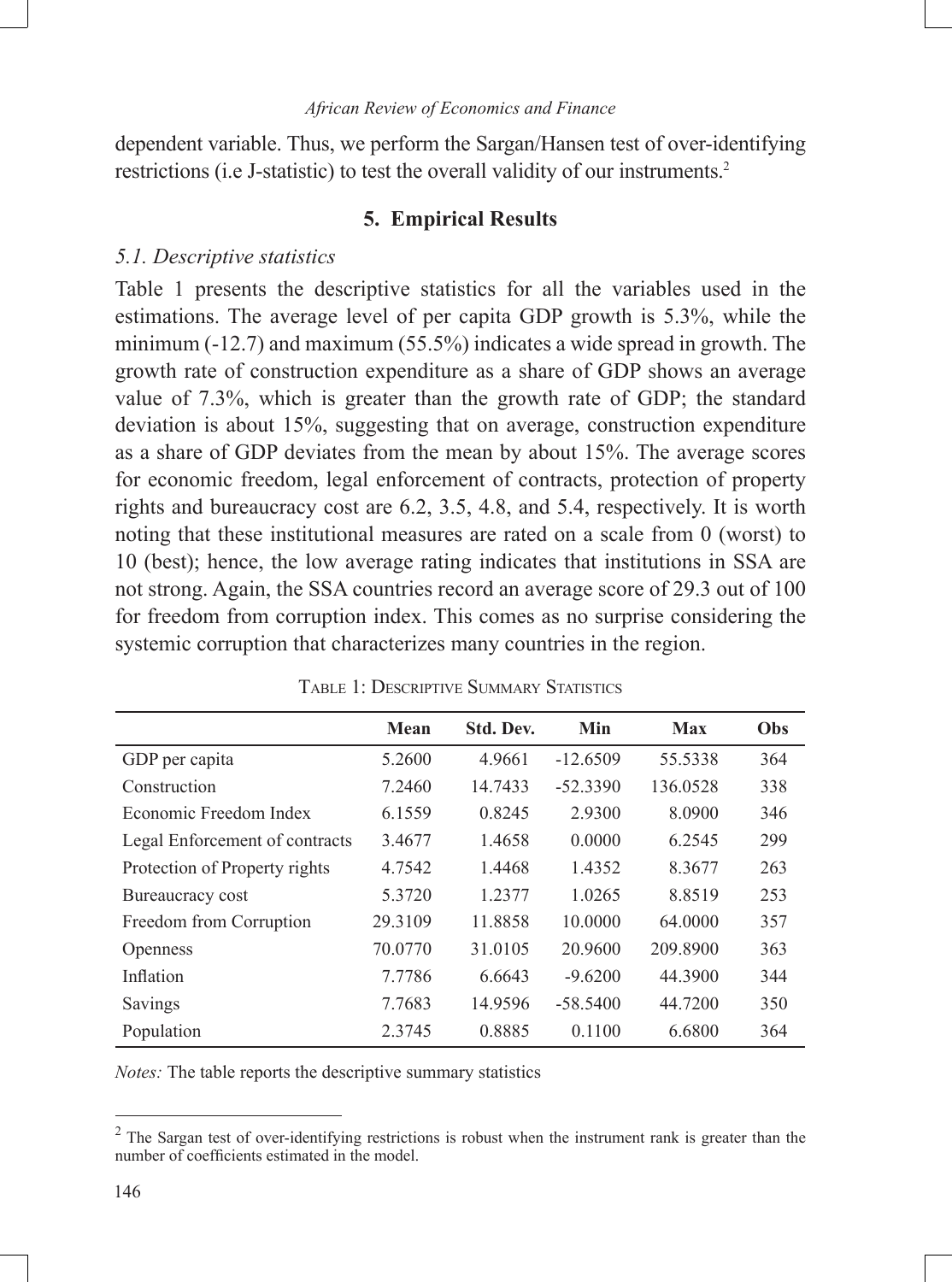dependent variable. Thus, we perform the Sargan/Hansen test of over-identifying restrictions (i.e J-statistic) to test the overall validity of our instruments.[2]

## 5. Empirical Results

### 5.1. Descriptive statistics

Table 1 presents the descriptive statistics for all the variables used in the estimations. The average level of per capita GDP growth is 5.3%, while the minimum (-12.7) and maximum (55.5%) indicates a wide spread in growth. The growth rate of construction expenditure as a share of GDP shows an average value of 7.3%, which is greater than the growth rate of GDP; the standard deviation is about 15%, suggesting that on average, construction expenditure as a share of GDP deviates from the mean by about 15%. The average scores for economic freedom, legal enforcement of contracts, protection of property rights and bureaucracy cost are 6.2, 3.5, 4.8, and 5.4, respectively. It is worth noting that these institutional measures are rated on a scale from 0 (worst) to 10 (best); hence, the low average rating indicates that institutions in SSA are not strong. Again, the SSA countries record an average score of 29.3 out of 100 for freedom from corruption index. This comes as no surprise considering the systemic corruption that characterizes many countries in the region.

Table 1: Descriptive Summary Statistics

| | Mean | Std. Dev. | Min | Max | Obs |
|---|---|---|---|---|---|
| GDP per capita | 5.2600 | 4.9661 | -12.6509 | 55.5338 | 364 |
| Construction | 7.2460 | 14.7433 | -52.3390 | 136.0528 | 338 |
| Economic Freedom Index | 6.1559 | 0.8245 | 2.9300 | 8.0900 | 346 |
| Legal Enforcement of contracts | 3.4677 | 1.4658 | 0.0000 | 6.2545 | 299 |
| Protection of Property rights | 4.7542 | 1.4468 | 1.4352 | 8.3677 | 263 |
| Bureaucracy cost | 5.3720 | 1.2377 | 1.0265 | 8.8519 | 253 |
| Freedom from Corruption | 29.3109 | 11.8858 | 10.0000 | 64.0000 | 357 |
| Openness | 70.0770 | 31.0105 | 20.9600 | 209.8900 | 363 |
| Inflation | 7.7786 | 6.6643 | -9.6200 | 44.3900 | 344 |
| Savings | 7.7683 | 14.9596 | -58.5400 | 44.7200 | 350 |
| Population | 2.3745 | 0.8885 | 0.1100 | 6.6800 | 364 |

*Notes:* The table reports the descriptive summary statistics

[2] The Sargan test of over-identifying restrictions is robust when the instrument rank is greater than the number of coefficients estimated in the model.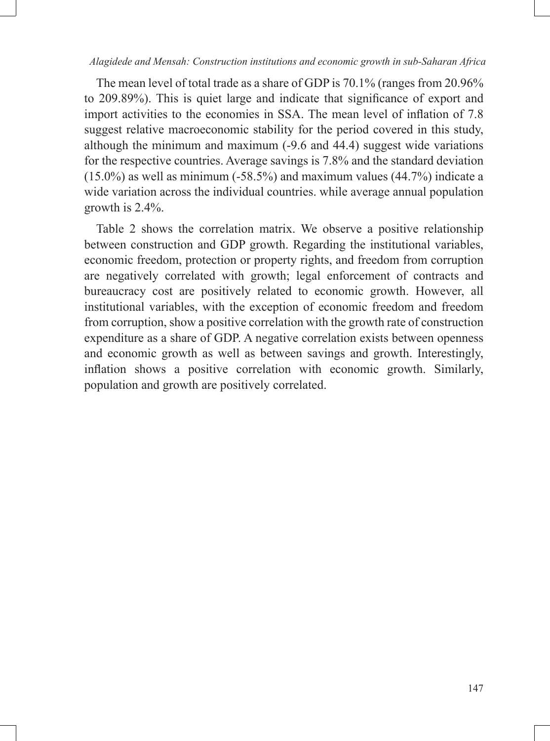The mean level of total trade as a share of GDP is 70.1% (ranges from 20.96% to 209.89%). This is quiet large and indicate that significance of export and import activities to the economies in SSA. The mean level of inflation of 7.8 suggest relative macroeconomic stability for the period covered in this study, although the minimum and maximum (-9.6 and 44.4) suggest wide variations for the respective countries. Average savings is 7.8% and the standard deviation (15.0%) as well as minimum (-58.5%) and maximum values (44.7%) indicate a wide variation across the individual countries. while average annual population growth is 2.4%.

Table 2 shows the correlation matrix. We observe a positive relationship between construction and GDP growth. Regarding the institutional variables, economic freedom, protection or property rights, and freedom from corruption are negatively correlated with growth; legal enforcement of contracts and bureaucracy cost are positively related to economic growth. However, all institutional variables, with the exception of economic freedom and freedom from corruption, show a positive correlation with the growth rate of construction expenditure as a share of GDP. A negative correlation exists between openness and economic growth as well as between savings and growth. Interestingly, inflation shows a positive correlation with economic growth. Similarly, population and growth are positively correlated.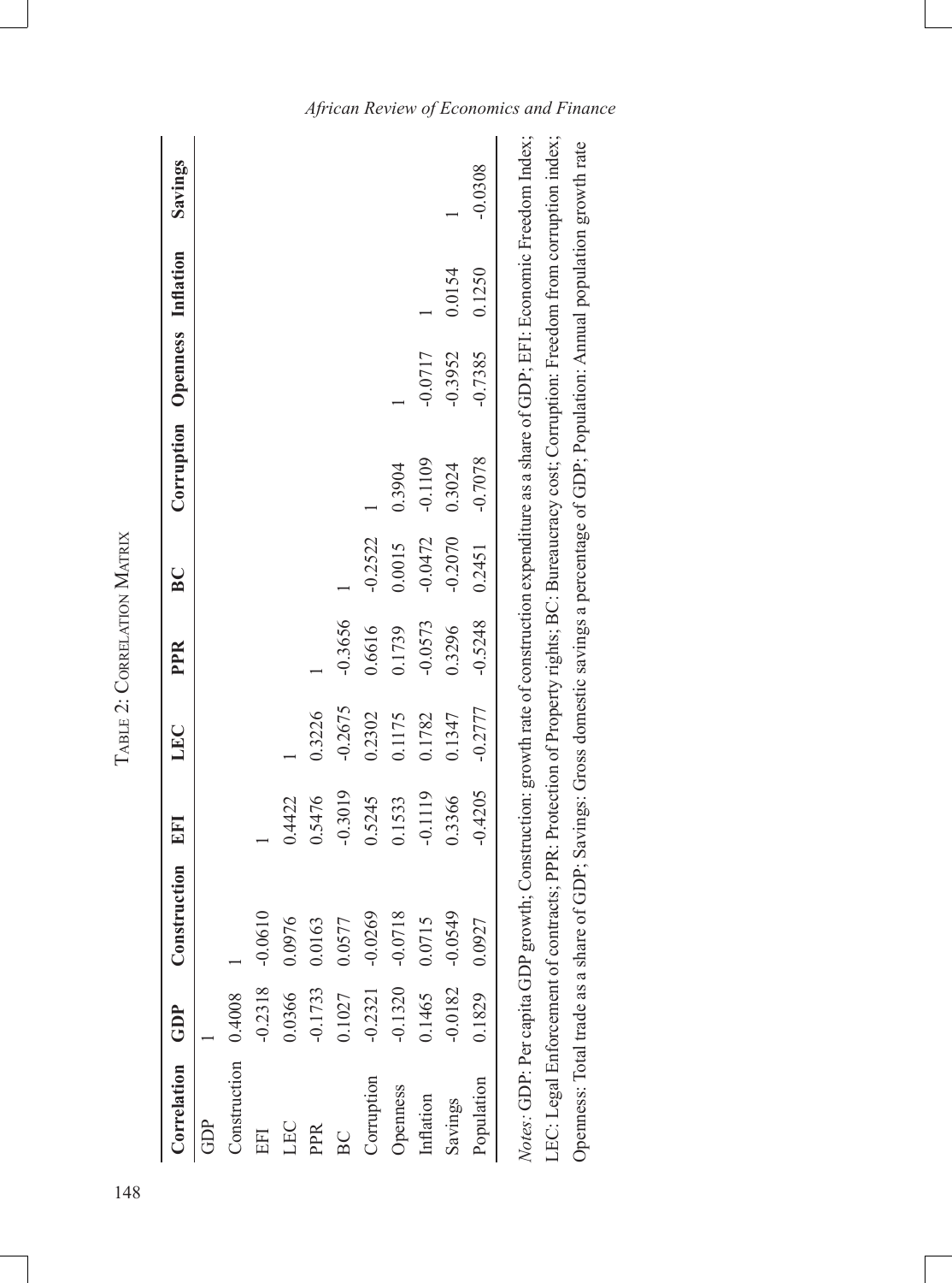Table 2: Correlation Matrix

| Correlation | GDP | Construction | EFI | LEC | PPR | BC | Corruption | Openness | Inflation | Savings |
|---|---|---|---|---|---|---|---|---|---|---|
| GDP | 1 | | | | | | | | | |
| Construction | 0.4008 | 1 | | | | | | | | |
| EFI | -0.2318 | -0.0610 | 1 | | | | | | | |
| LEC | 0.0366 | 0.0976 | 0.4422 | 1 | | | | | | |
| PPR | -0.1733 | 0.0163 | 0.5476 | 0.3226 | 1 | | | | | |
| BC | 0.1027 | 0.0577 | -0.3019 | -0.2675 | -0.3656 | 1 | | | | |
| Corruption | -0.2321 | -0.0269 | 0.5245 | 0.2302 | 0.6616 | -0.2522 | 1 | | | |
| Openness | -0.1320 | -0.0718 | 0.1533 | 0.1175 | 0.1739 | 0.0015 | 0.3904 | 1 | | |
| Inflation | 0.1465 | 0.0715 | -0.1119 | 0.1782 | -0.0573 | -0.0472 | -0.1109 | -0.0717 | 1 | |
| Savings | -0.0182 | -0.0549 | 0.3366 | 0.1347 | 0.3296 | -0.2070 | 0.3024 | -0.3952 | 0.0154 | 1 |
| Population | 0.1829 | 0.0927 | -0.4205 | -0.2777 | -0.5248 | 0.2451 | -0.7078 | -0.7385 | 0.1250 | -0.0308 |

*Notes*: GDP: Per capita GDP growth; Construction: growth rate of construction expenditure as a share of GDP; EFI: Economic Freedom Index; LEC: Legal Enforcement of contracts; PPR: Protection of Property rights; BC: Bureaucracy cost; Corruption: Freedom from corruption index; Openness: Total trade as a share of GDP; Savings: Gross domestic savings a percentage of GDP; Population: Annual population growth rate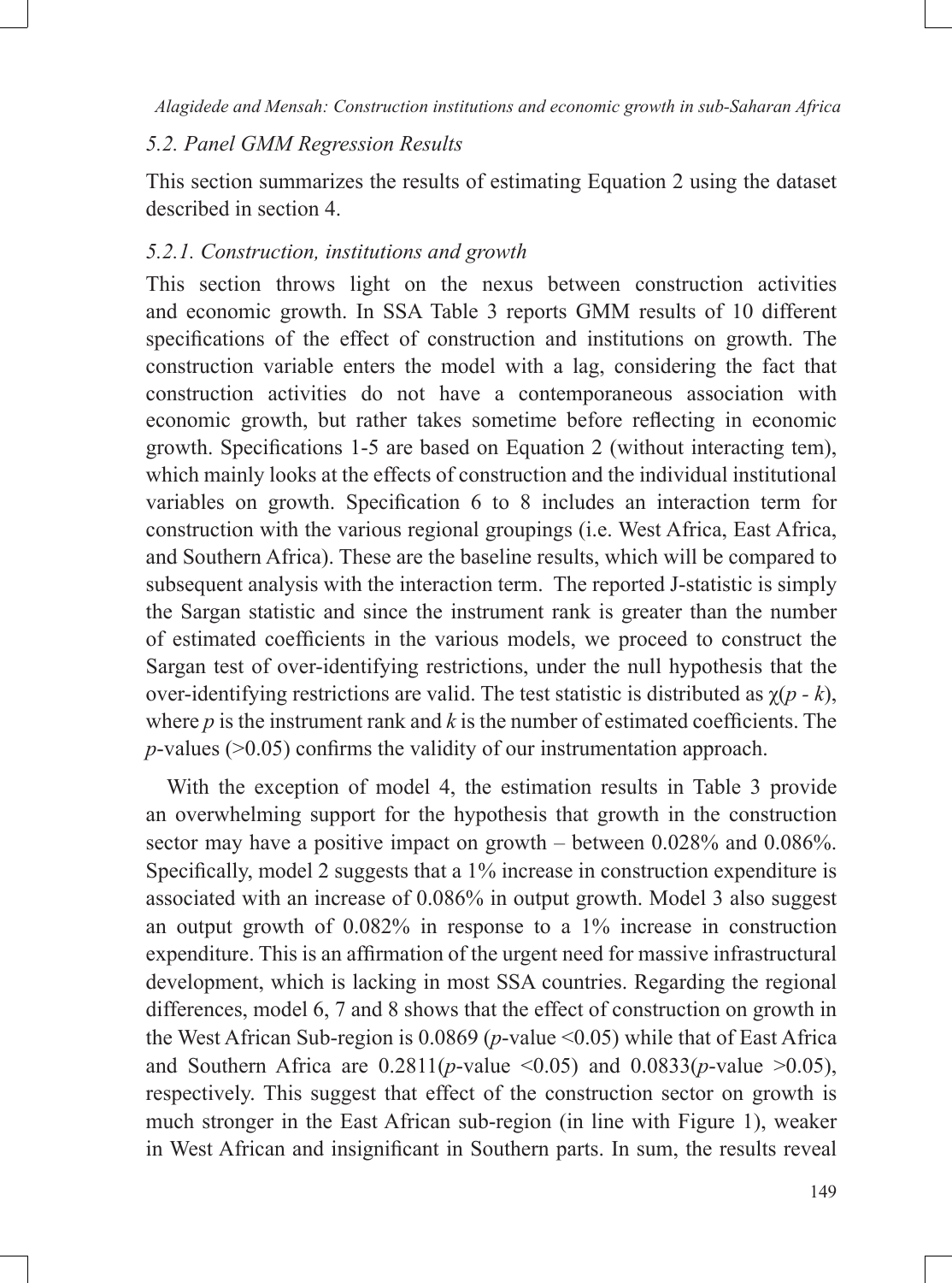### *5.2. Panel GMM Regression Results*

This section summarizes the results of estimating Equation 2 using the dataset described in section 4.

#### *5.2.1. Construction, institutions and growth*

This section throws light on the nexus between construction activities and economic growth. In SSA Table 3 reports GMM results of 10 different specifications of the effect of construction and institutions on growth. The construction variable enters the model with a lag, considering the fact that construction activities do not have a contemporaneous association with economic growth, but rather takes sometime before reflecting in economic growth. Specifications 1-5 are based on Equation 2 (without interacting tem), which mainly looks at the effects of construction and the individual institutional variables on growth. Specification 6 to 8 includes an interaction term for construction with the various regional groupings (i.e. West Africa, East Africa, and Southern Africa). These are the baseline results, which will be compared to subsequent analysis with the interaction term. The reported J-statistic is simply the Sargan statistic and since the instrument rank is greater than the number of estimated coefficients in the various models, we proceed to construct the Sargan test of over-identifying restrictions, under the null hypothesis that the over-identifying restrictions are valid. The test statistic is distributed as $\chi(p - k)$, where $p$ is the instrument rank and $k$ is the number of estimated coefficients. The $p$-values ($>0.05$) confirms the validity of our instrumentation approach.

With the exception of model 4, the estimation results in Table 3 provide an overwhelming support for the hypothesis that growth in the construction sector may have a positive impact on growth – between 0.028% and 0.086%. Specifically, model 2 suggests that a 1% increase in construction expenditure is associated with an increase of 0.086% in output growth. Model 3 also suggest an output growth of 0.082% in response to a 1% increase in construction expenditure. This is an affirmation of the urgent need for massive infrastructural development, which is lacking in most SSA countries. Regarding the regional differences, model 6, 7 and 8 shows that the effect of construction on growth in the West African Sub-region is 0.0869 ($p$-value $<0.05$) while that of East Africa and Southern Africa are 0.2811($p$-value $<0.05$) and 0.0833($p$-value $>0.05$), respectively. This suggest that effect of the construction sector on growth is much stronger in the East African sub-region (in line with Figure 1), weaker in West African and insignificant in Southern parts. In sum, the results reveal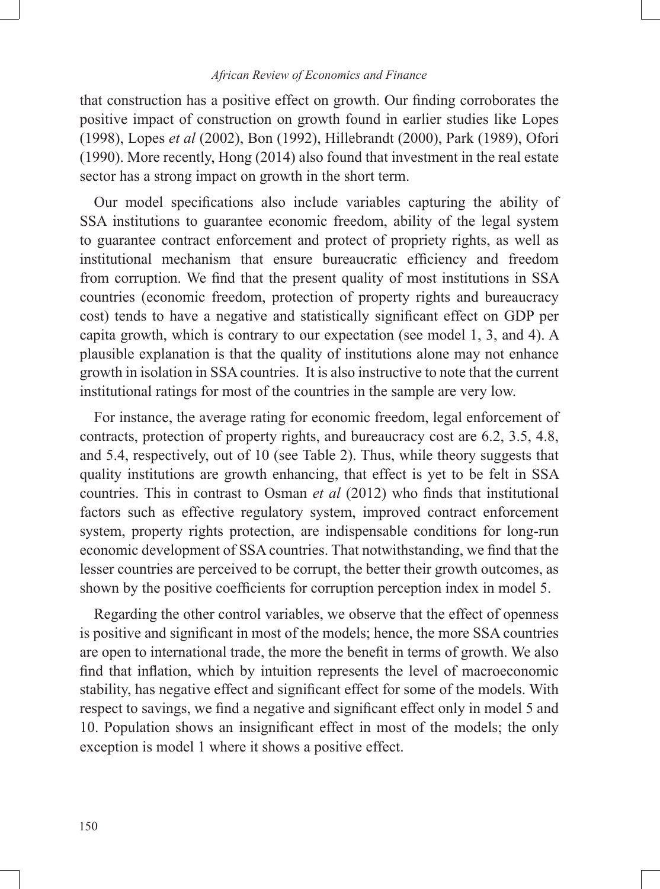that construction has a positive effect on growth. Our finding corroborates the positive impact of construction on growth found in earlier studies like Lopes (1998), Lopes *et al* (2002), Bon (1992), Hillebrandt (2000), Park (1989), Ofori (1990). More recently, Hong (2014) also found that investment in the real estate sector has a strong impact on growth in the short term.

Our model specifications also include variables capturing the ability of SSA institutions to guarantee economic freedom, ability of the legal system to guarantee contract enforcement and protect of propriety rights, as well as institutional mechanism that ensure bureaucratic efficiency and freedom from corruption. We find that the present quality of most institutions in SSA countries (economic freedom, protection of property rights and bureaucracy cost) tends to have a negative and statistically significant effect on GDP per capita growth, which is contrary to our expectation (see model 1, 3, and 4). A plausible explanation is that the quality of institutions alone may not enhance growth in isolation in SSA countries. It is also instructive to note that the current institutional ratings for most of the countries in the sample are very low.

For instance, the average rating for economic freedom, legal enforcement of contracts, protection of property rights, and bureaucracy cost are 6.2, 3.5, 4.8, and 5.4, respectively, out of 10 (see Table 2). Thus, while theory suggests that quality institutions are growth enhancing, that effect is yet to be felt in SSA countries. This in contrast to Osman *et al* (2012) who finds that institutional factors such as effective regulatory system, improved contract enforcement system, property rights protection, are indispensable conditions for long-run economic development of SSA countries. That notwithstanding, we find that the lesser countries are perceived to be corrupt, the better their growth outcomes, as shown by the positive coefficients for corruption perception index in model 5.

Regarding the other control variables, we observe that the effect of openness is positive and significant in most of the models; hence, the more SSA countries are open to international trade, the more the benefit in terms of growth. We also find that inflation, which by intuition represents the level of macroeconomic stability, has negative effect and significant effect for some of the models. With respect to savings, we find a negative and significant effect only in model 5 and 10. Population shows an insignificant effect in most of the models; the only exception is model 1 where it shows a positive effect.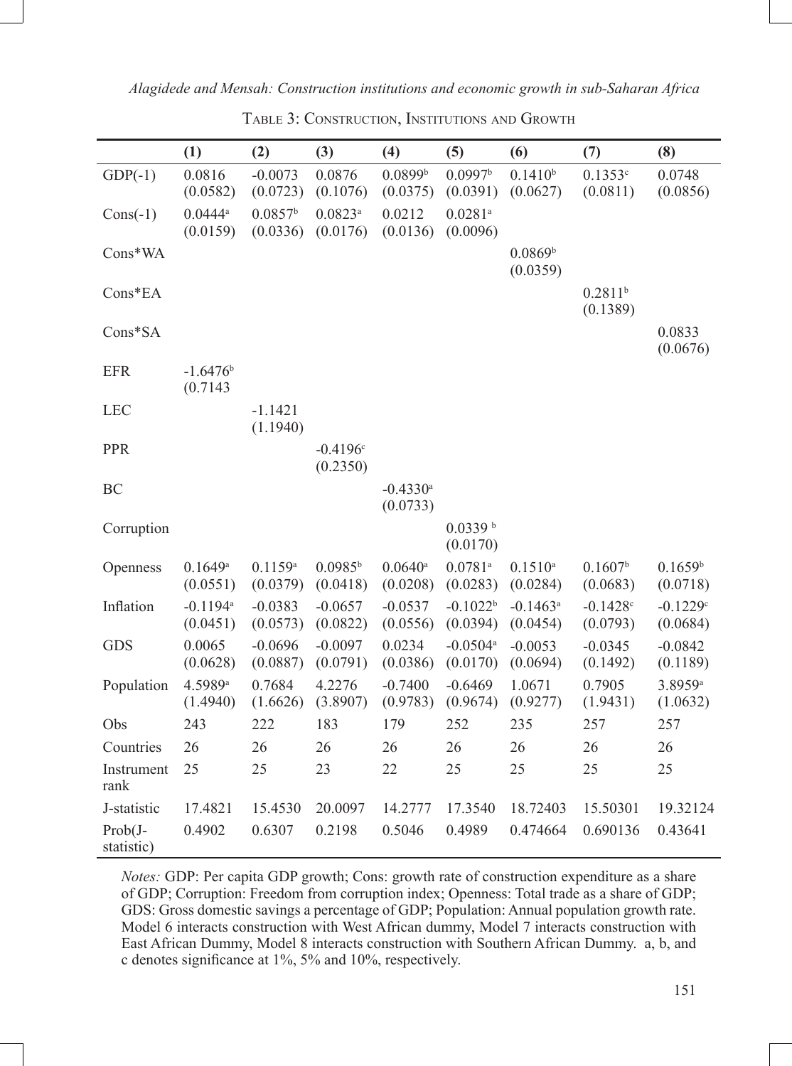Table 3: Construction, Institutions and Growth

| | (1) | (2) | (3) | (4) | (5) | (6) | (7) | (8) |
|---|---|---|---|---|---|---|---|---|
| GDP(-1) | 0.0816 (0.0582) | -0.0073 (0.0723) | 0.0876 (0.1076) | 0.0899[b] (0.0375) | 0.0997[b] (0.0391) | 0.1410[b] (0.0627) | 0.1353[c] (0.0811) | 0.0748 (0.0856) |
| Cons(-1) | 0.0444[a] (0.0159) | 0.0857[b] (0.0336) | 0.0823[a] (0.0176) | 0.0212 (0.0136) | 0.0281[a] (0.0096) | | | |
| Cons*WA | | | | | | 0.0869[b] (0.0359) | | |
| Cons*EA | | | | | | | 0.2811[b] (0.1389) | |
| Cons*SA | | | | | | | | 0.0833 (0.0676) |
| EFR | -1.6476[b] (0.7143 | | | | | | | |
| LEC | | -1.1421 (1.1940) | | | | | | |
| PPR | | | -0.4196[c] (0.2350) | | | | | |
| BC | | | | -0.4330[a] (0.0733) | | | | |
| Corruption | | | | | 0.0339 [b] (0.0170) | | | |
| Openness | 0.1649[a] (0.0551) | 0.1159[a] (0.0379) | 0.0985[b] (0.0418) | 0.0640[a] (0.0208) | 0.0781[a] (0.0283) | 0.1510[a] (0.0284) | 0.1607[b] (0.0683) | 0.1659[b] (0.0718) |
| Inflation | -0.1194[a] (0.0451) | -0.0383 (0.0573) | -0.0657 (0.0822) | -0.0537 (0.0556) | -0.1022[b] (0.0394) | -0.1463[a] (0.0454) | -0.1428[c] (0.0793) | -0.1229[c] (0.0684) |
| GDS | 0.0065 (0.0628) | -0.0696 (0.0887) | -0.0097 (0.0791) | 0.0234 (0.0386) | -0.0504[a] (0.0170) | -0.0053 (0.0694) | -0.0345 (0.1492) | -0.0842 (0.1189) |
| Population | 4.5989[a] (1.4940) | 0.7684 (1.6626) | 4.2276 (3.8907) | -0.7400 (0.9783) | -0.6469 (0.9674) | 1.0671 (0.9277) | 0.7905 (1.9431) | 3.8959[a] (1.0632) |
| Obs | 243 | 222 | 183 | 179 | 252 | 235 | 257 | 257 |
| Countries | 26 | 26 | 26 | 26 | 26 | 26 | 26 | 26 |
| Instrument rank | 25 | 25 | 23 | 22 | 25 | 25 | 25 | 25 |
| J-statistic | 17.4821 | 15.4530 | 20.0097 | 14.2777 | 17.3540 | 18.72403 | 15.50301 | 19.32124 |
| Prob(J-statistic) | 0.4902 | 0.6307 | 0.2198 | 0.5046 | 0.4989 | 0.474664 | 0.690136 | 0.43641 |

*Notes:* GDP: Per capita GDP growth; Cons: growth rate of construction expenditure as a share of GDP; Corruption: Freedom from corruption index; Openness: Total trade as a share of GDP; GDS: Gross domestic savings a percentage of GDP; Population: Annual population growth rate. Model 6 interacts construction with West African dummy, Model 7 interacts construction with East African Dummy, Model 8 interacts construction with Southern African Dummy. a, b, and c denotes significance at 1%, 5% and 10%, respectively.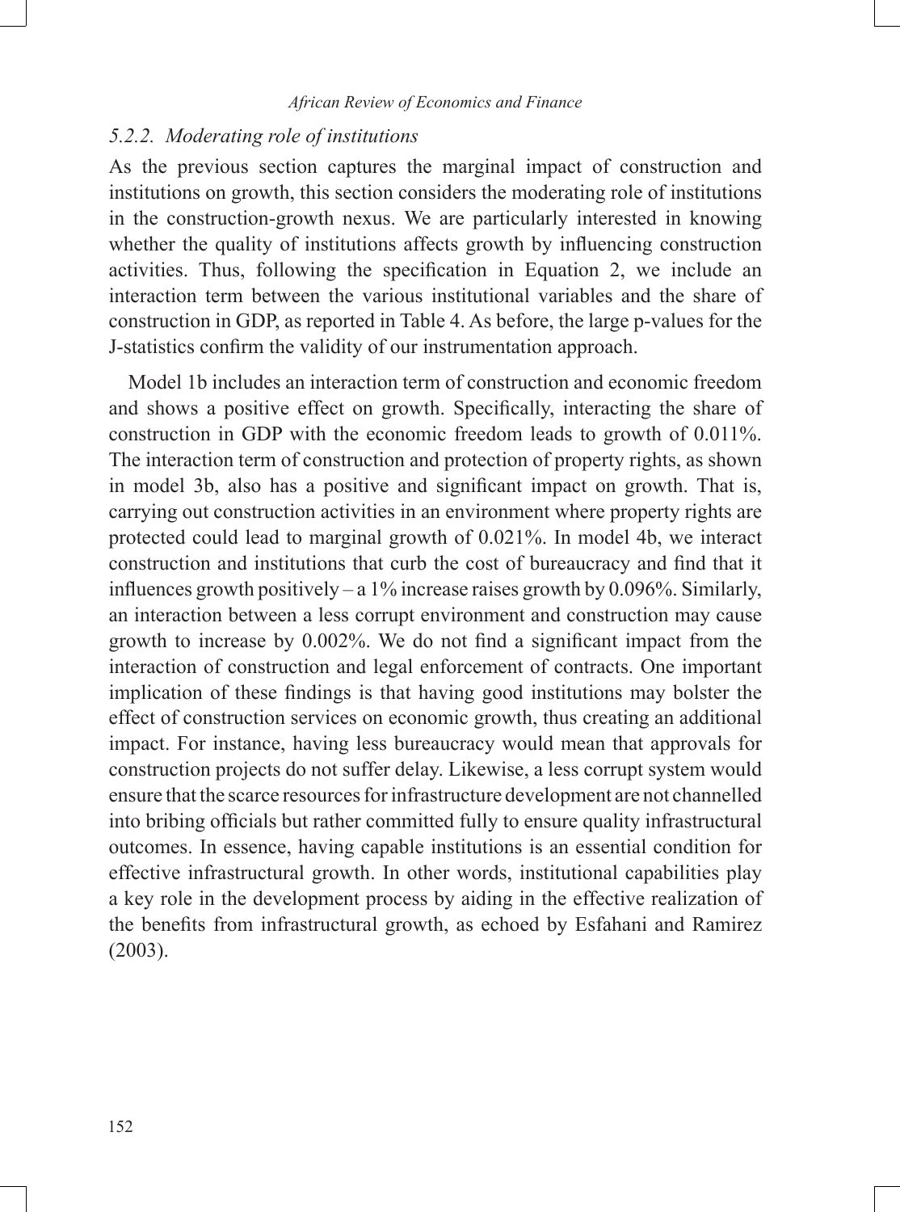### *5.2.2. Moderating role of institutions*

As the previous section captures the marginal impact of construction and institutions on growth, this section considers the moderating role of institutions in the construction-growth nexus. We are particularly interested in knowing whether the quality of institutions affects growth by influencing construction activities. Thus, following the specification in Equation 2, we include an interaction term between the various institutional variables and the share of construction in GDP, as reported in Table 4. As before, the large p-values for the J-statistics confirm the validity of our instrumentation approach.

Model 1b includes an interaction term of construction and economic freedom and shows a positive effect on growth. Specifically, interacting the share of construction in GDP with the economic freedom leads to growth of 0.011%. The interaction term of construction and protection of property rights, as shown in model 3b, also has a positive and significant impact on growth. That is, carrying out construction activities in an environment where property rights are protected could lead to marginal growth of 0.021%. In model 4b, we interact construction and institutions that curb the cost of bureaucracy and find that it influences growth positively – a 1% increase raises growth by 0.096%. Similarly, an interaction between a less corrupt environment and construction may cause growth to increase by 0.002%. We do not find a significant impact from the interaction of construction and legal enforcement of contracts. One important implication of these findings is that having good institutions may bolster the effect of construction services on economic growth, thus creating an additional impact. For instance, having less bureaucracy would mean that approvals for construction projects do not suffer delay. Likewise, a less corrupt system would ensure that the scarce resources for infrastructure development are not channelled into bribing officials but rather committed fully to ensure quality infrastructural outcomes. In essence, having capable institutions is an essential condition for effective infrastructural growth. In other words, institutional capabilities play a key role in the development process by aiding in the effective realization of the benefits from infrastructural growth, as echoed by Esfahani and Ramirez (2003).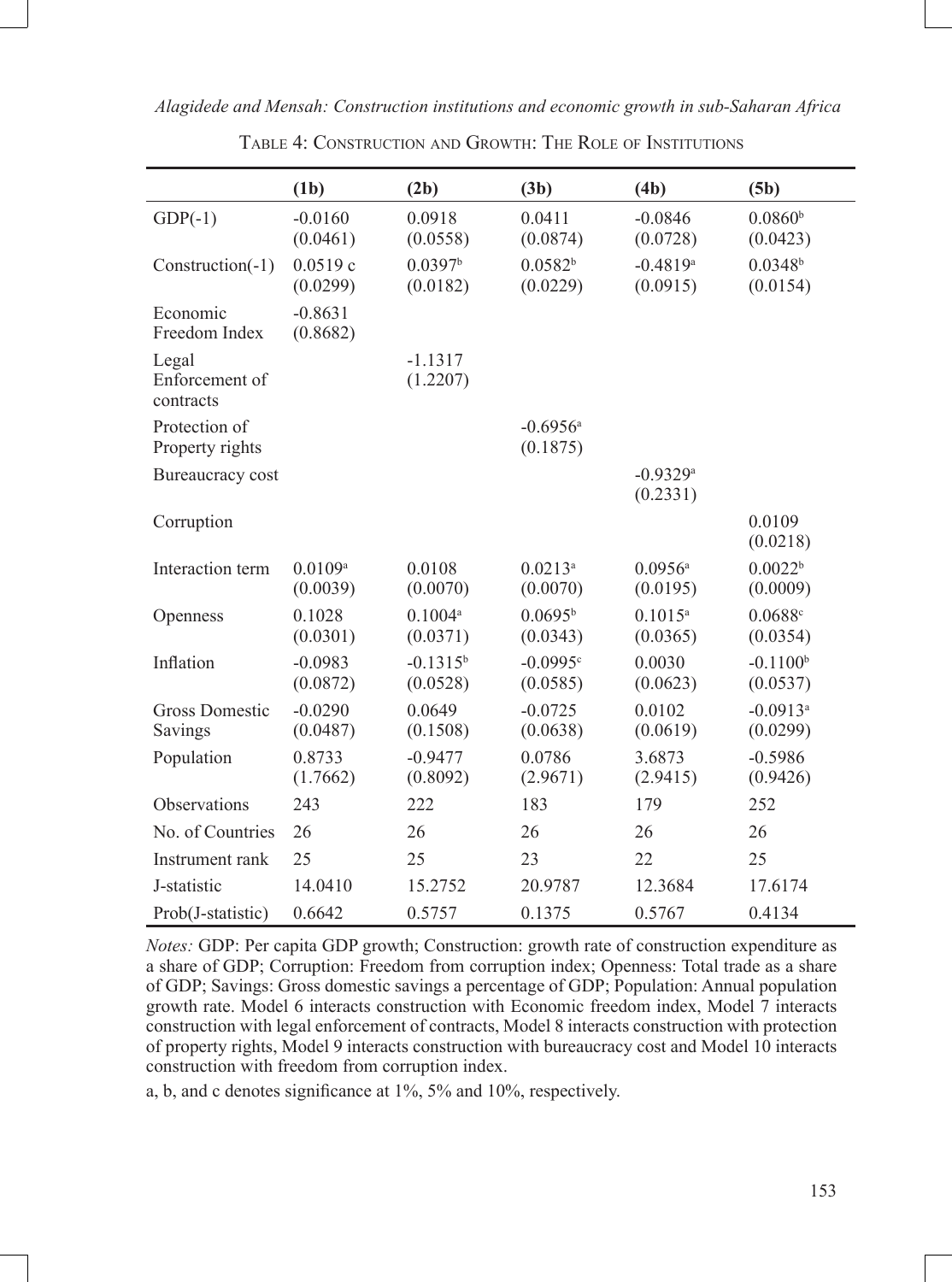Table 4: Construction and Growth: The Role of Institutions

| | (1b) | (2b) | (3b) | (4b) | (5b) |
|---|---|---|---|---|---|
| GDP(-1) | -0.0160<br>(0.0461) | 0.0918<br>(0.0558) | 0.0411<br>(0.0874) | -0.0846<br>(0.0728) | 0.0860[b]<br>(0.0423) |
| Construction(-1) | 0.0519 c<br>(0.0299) | 0.0397[b]<br>(0.0182) | 0.0582[b]<br>(0.0229) | -0.4819[a]<br>(0.0915) | 0.0348[b]<br>(0.0154) |
| Economic Freedom Index | -0.8631<br>(0.8682) | | | | |
| Legal Enforcement of contracts | | -1.1317<br>(1.2207) | | | |
| Protection of Property rights | | | -0.6956[a]<br>(0.1875) | | |
| Bureaucracy cost | | | | -0.9329[a]<br>(0.2331) | |
| Corruption | | | | | 0.0109<br>(0.0218) |
| Interaction term | 0.0109[a]<br>(0.0039) | 0.0108<br>(0.0070) | 0.0213[a]<br>(0.0070) | 0.0956[a]<br>(0.0195) | 0.0022[b]<br>(0.0009) |
| Openness | 0.1028<br>(0.0301) | 0.1004[a]<br>(0.0371) | 0.0695[b]<br>(0.0343) | 0.1015[a]<br>(0.0365) | 0.0688[c]<br>(0.0354) |
| Inflation | -0.0983<br>(0.0872) | -0.1315[b]<br>(0.0528) | -0.0995[c]<br>(0.0585) | 0.0030<br>(0.0623) | -0.1100[b]<br>(0.0537) |
| Gross Domestic Savings | -0.0290<br>(0.0487) | 0.0649<br>(0.1508) | -0.0725<br>(0.0638) | 0.0102<br>(0.0619) | -0.0913[a]<br>(0.0299) |
| Population | 0.8733<br>(1.7662) | -0.9477<br>(0.8092) | 0.0786<br>(2.9671) | 3.6873<br>(2.9415) | -0.5986<br>(0.9426) |
| Observations | 243 | 222 | 183 | 179 | 252 |
| No. of Countries | 26 | 26 | 26 | 26 | 26 |
| Instrument rank | 25 | 25 | 23 | 22 | 25 |
| J-statistic | 14.0410 | 15.2752 | 20.9787 | 12.3684 | 17.6174 |
| Prob(J-statistic) | 0.6642 | 0.5757 | 0.1375 | 0.5767 | 0.4134 |

*Notes:* GDP: Per capita GDP growth; Construction: growth rate of construction expenditure as a share of GDP; Corruption: Freedom from corruption index; Openness: Total trade as a share of GDP; Savings: Gross domestic savings a percentage of GDP; Population: Annual population growth rate. Model 6 interacts construction with Economic freedom index, Model 7 interacts construction with legal enforcement of contracts, Model 8 interacts construction with protection of property rights, Model 9 interacts construction with bureaucracy cost and Model 10 interacts construction with freedom from corruption index.

a, b, and c denotes significance at 1%, 5% and 10%, respectively.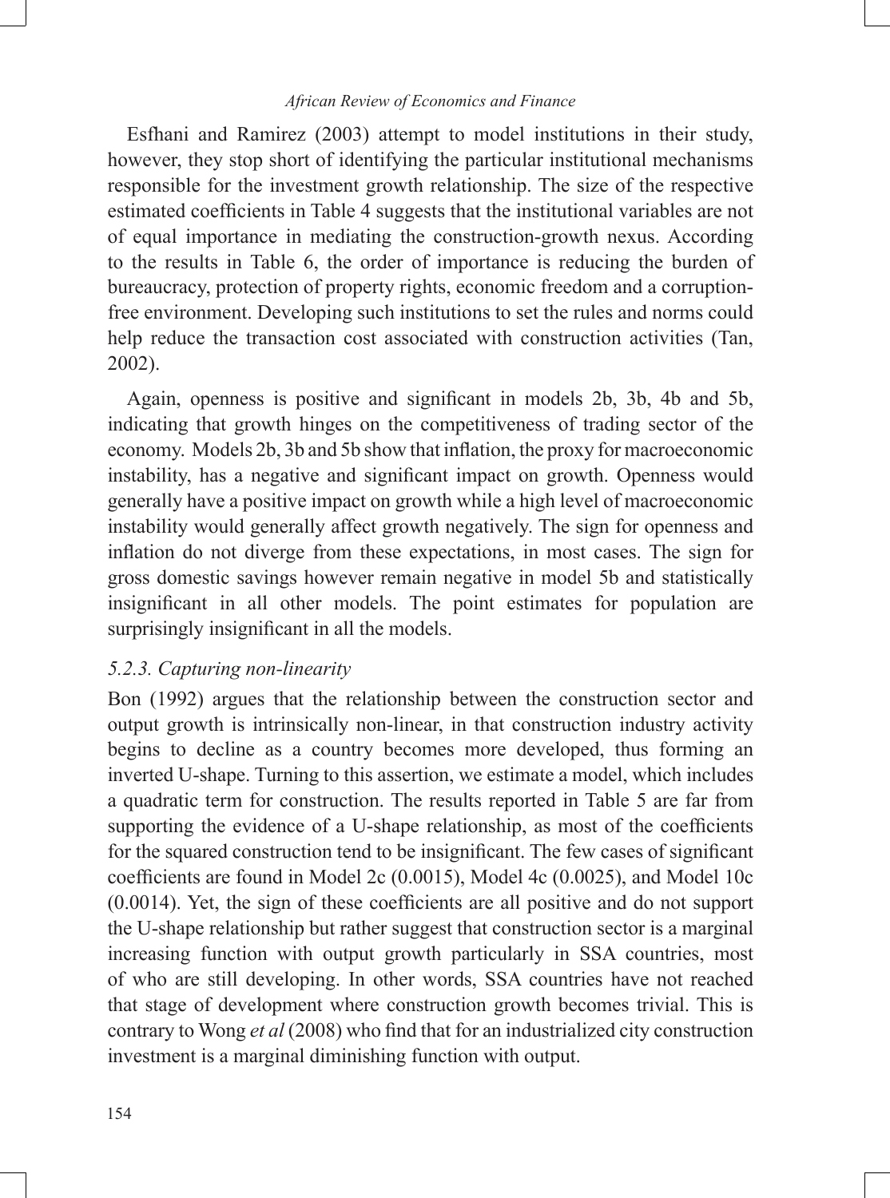Esfhani and Ramirez (2003) attempt to model institutions in their study, however, they stop short of identifying the particular institutional mechanisms responsible for the investment growth relationship. The size of the respective estimated coefficients in Table 4 suggests that the institutional variables are not of equal importance in mediating the construction-growth nexus. According to the results in Table 6, the order of importance is reducing the burden of bureaucracy, protection of property rights, economic freedom and a corruption-free environment. Developing such institutions to set the rules and norms could help reduce the transaction cost associated with construction activities (Tan, 2002).

Again, openness is positive and significant in models 2b, 3b, 4b and 5b, indicating that growth hinges on the competitiveness of trading sector of the economy. Models 2b, 3b and 5b show that inflation, the proxy for macroeconomic instability, has a negative and significant impact on growth. Openness would generally have a positive impact on growth while a high level of macroeconomic instability would generally affect growth negatively. The sign for openness and inflation do not diverge from these expectations, in most cases. The sign for gross domestic savings however remain negative in model 5b and statistically insignificant in all other models. The point estimates for population are surprisingly insignificant in all the models.

### *5.2.3. Capturing non-linearity*

Bon (1992) argues that the relationship between the construction sector and output growth is intrinsically non-linear, in that construction industry activity begins to decline as a country becomes more developed, thus forming an inverted U-shape. Turning to this assertion, we estimate a model, which includes a quadratic term for construction. The results reported in Table 5 are far from supporting the evidence of a U-shape relationship, as most of the coefficients for the squared construction tend to be insignificant. The few cases of significant coefficients are found in Model 2c (0.0015), Model 4c (0.0025), and Model 10c (0.0014). Yet, the sign of these coefficients are all positive and do not support the U-shape relationship but rather suggest that construction sector is a marginal increasing function with output growth particularly in SSA countries, most of who are still developing. In other words, SSA countries have not reached that stage of development where construction growth becomes trivial. This is contrary to Wong *et al* (2008) who find that for an industrialized city construction investment is a marginal diminishing function with output.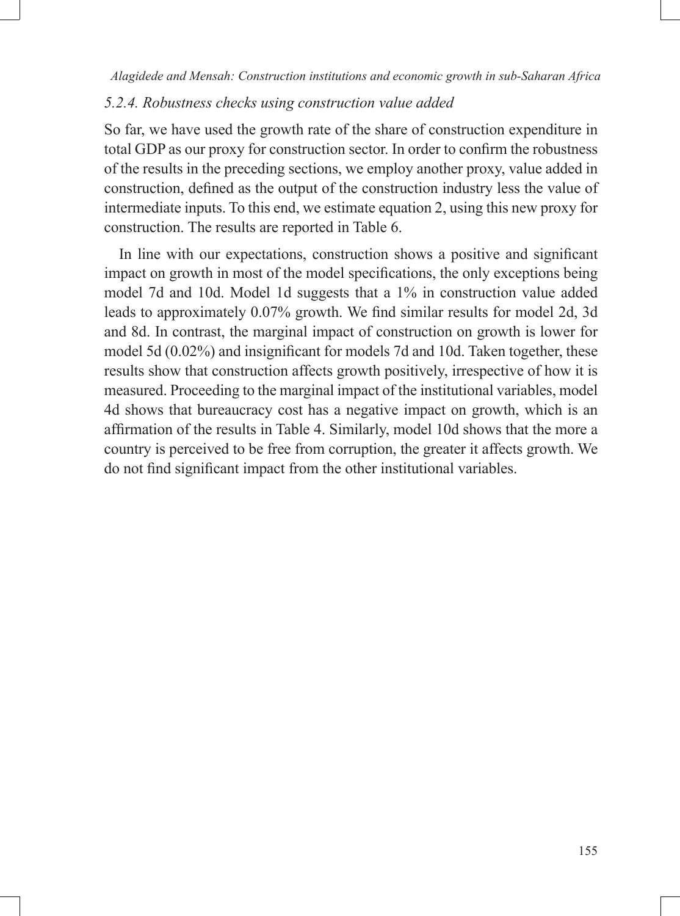### 5.2.4. Robustness checks using construction value added

So far, we have used the growth rate of the share of construction expenditure in total GDP as our proxy for construction sector. In order to confirm the robustness of the results in the preceding sections, we employ another proxy, value added in construction, defined as the output of the construction industry less the value of intermediate inputs. To this end, we estimate equation 2, using this new proxy for construction. The results are reported in Table 6.

In line with our expectations, construction shows a positive and significant impact on growth in most of the model specifications, the only exceptions being model 7d and 10d. Model 1d suggests that a 1% in construction value added leads to approximately 0.07% growth. We find similar results for model 2d, 3d and 8d. In contrast, the marginal impact of construction on growth is lower for model 5d (0.02%) and insignificant for models 7d and 10d. Taken together, these results show that construction affects growth positively, irrespective of how it is measured. Proceeding to the marginal impact of the institutional variables, model 4d shows that bureaucracy cost has a negative impact on growth, which is an affirmation of the results in Table 4. Similarly, model 10d shows that the more a country is perceived to be free from corruption, the greater it affects growth. We do not find significant impact from the other institutional variables.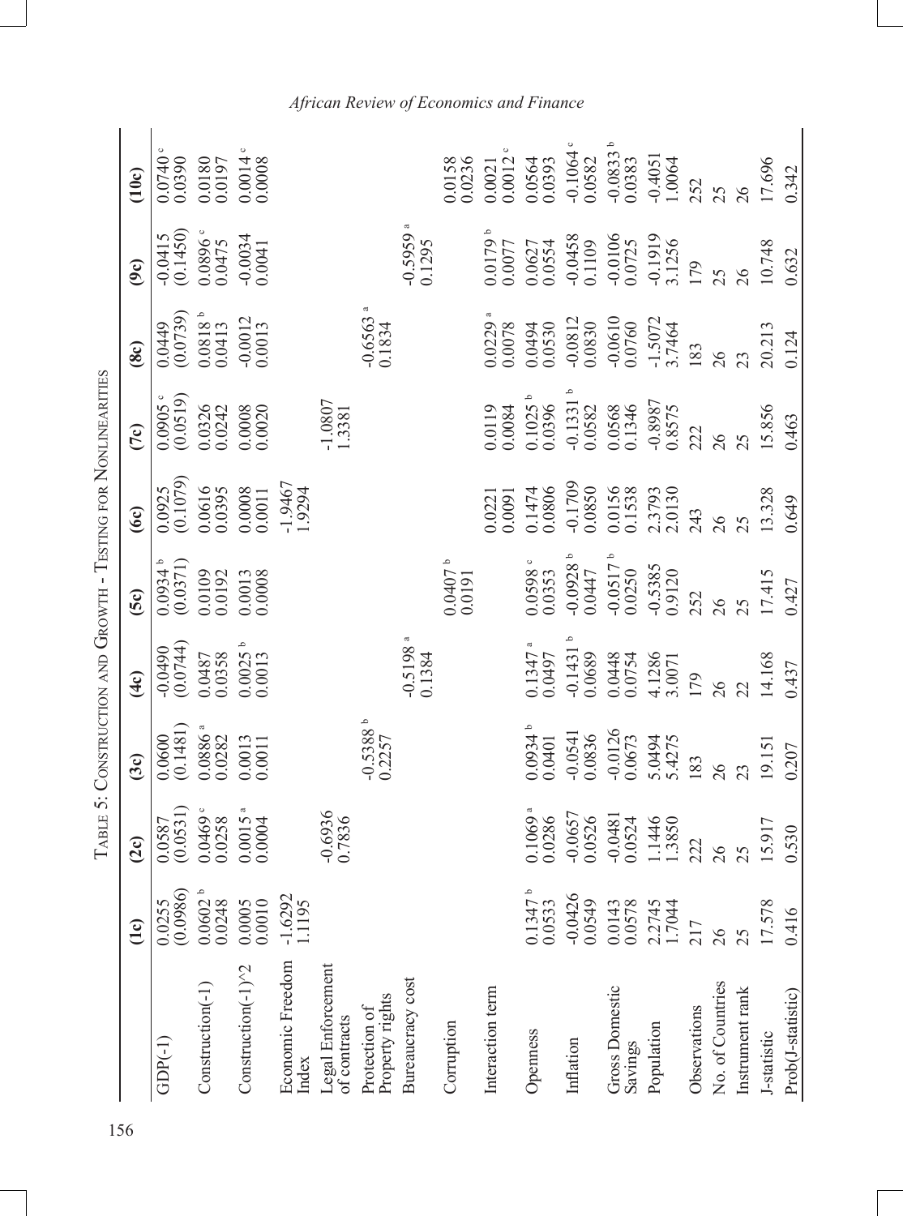TABLE 5: CONSTRUCTION AND GROWTH - TESTING FOR NONLINEARITIES

| | (1c) | (2c) | (3c) | (4c) | (5c) | (6c) | (7c) | (8c) | (9c) | (10c) |
|---|---|---|---|---|---|---|---|---|---|---|
| GDP(-1) | 0.0255 | 0.0587 | 0.0600 | -0.0490 | 0.0934 [b] | 0.0925 | 0.0905 [c] | 0.0449 | -0.0415 | 0.0740 [c] |
| | (0.0986) | (0.0531) | (0.1481) | (0.0744) | (0.0371) | (0.1079) | (0.0519) | (0.0739) | (0.1450) | 0.0390 |
| Construction(-1) | 0.0602 [b] | 0.0469 [c] | 0.0886 [a] | 0.0487 | 0.0109 | 0.0616 | 0.0326 | 0.0818 [b] | 0.0896 [c] | 0.0180 |
| | 0.0248 | 0.0258 | 0.0282 | 0.0358 | 0.0192 | 0.0395 | 0.0242 | 0.0413 | 0.0475 | 0.0197 |
| Construction(-1)^2 | 0.0005 | 0.0015 [a] | 0.0013 | 0.0025 [b] | 0.0013 | 0.0008 | 0.0008 | -0.0012 | -0.0034 | 0.0014 [c] |
| | 0.0010 | 0.0004 | 0.0011 | 0.0013 | 0.0008 | 0.0011 | 0.0020 | 0.0013 | 0.0041 | 0.0008 |
| Economic Freedom Index | -1.6292 | | | | | -1.9467 | | | | |
| | 1.1195 | | | | | 1.9294 | | | | |
| Legal Enforcement of contracts | | -0.6936 | | | | | -1.0807 | | | |
| | | 0.7836 | | | | | 1.3381 | | | |
| Protection of Property rights | | | -0.5388 [b] | | | | | -0.6563 [a] | | |
| | | | 0.2257 | | | | | 0.1834 | | |
| Bureaucracy cost | | | | -0.5198 [a] | | | | | -0.5959 [a] | |
| | | | | 0.1384 | | | | | 0.1295 | |
| Corruption | | | | | 0.0407 [b] | | | | | 0.0158 |
| | | | | | 0.0191 | | | | | 0.0236 |
| Interaction term | | | | | | 0.0221 | 0.0119 | 0.0229 [a] | 0.0179 [b] | 0.0021 |
| | | | | | | 0.0091 | 0.0084 | 0.0078 | 0.0077 | 0.0012 [c] |
| Openness | 0.1347 [b] | 0.1069 [a] | 0.0934 [b] | 0.1347 [a] | 0.0598 [c] | 0.1474 | 0.1025 [b] | 0.0494 | 0.0627 | 0.0564 |
| | 0.0533 | 0.0286 | 0.0401 | 0.0497 | 0.0353 | 0.0806 | 0.0396 | 0.0530 | 0.0554 | 0.0393 |
| Inflation | -0.0426 | -0.0657 | -0.0541 | -0.1431 [b] | -0.0928 [b] | -0.1709 | -0.1331 [b] | -0.0812 | -0.0458 | -0.1064 [c] |
| | 0.0549 | 0.0526 | 0.0836 | 0.0689 | 0.0447 | 0.0850 | 0.0582 | 0.0830 | 0.1109 | 0.0582 |
| Gross Domestic Savings | 0.0143 | -0.0481 | -0.0126 | 0.0448 | -0.0517 [b] | 0.0156 | 0.0568 | -0.0610 | -0.0106 | -0.0833 [b] |
| | 0.0578 | 0.0524 | 0.0673 | 0.0754 | 0.0250 | 0.1538 | 0.1346 | 0.0760 | 0.0725 | 0.0383 |
| Population | 2.2745 | 1.1446 | 5.0494 | 4.1286 | -0.5385 | 2.3793 | -0.8987 | -1.5072 | -0.1919 | -0.4051 |
| | 1.7044 | 1.3850 | 5.4275 | 3.0071 | 0.9120 | 2.0130 | 0.8575 | 3.7464 | 3.1256 | 1.0064 |
| Observations | 217 | 222 | 183 | 179 | 252 | 243 | 222 | 183 | 179 | 252 |
| No. of Countries | 26 | 26 | 26 | 26 | 26 | 26 | 26 | 26 | 25 | 25 |
| Instrument rank | 25 | 25 | 23 | 22 | 25 | 25 | 25 | 23 | 26 | 26 |
| J-statistic | 17.578 | 15.917 | 19.151 | 14.168 | 17.415 | 13.328 | 15.856 | 20.213 | 10.748 | 17.696 |
| Prob(J-statistic) | 0.416 | 0.530 | 0.207 | 0.437 | 0.427 | 0.649 | 0.463 | 0.124 | 0.632 | 0.342 |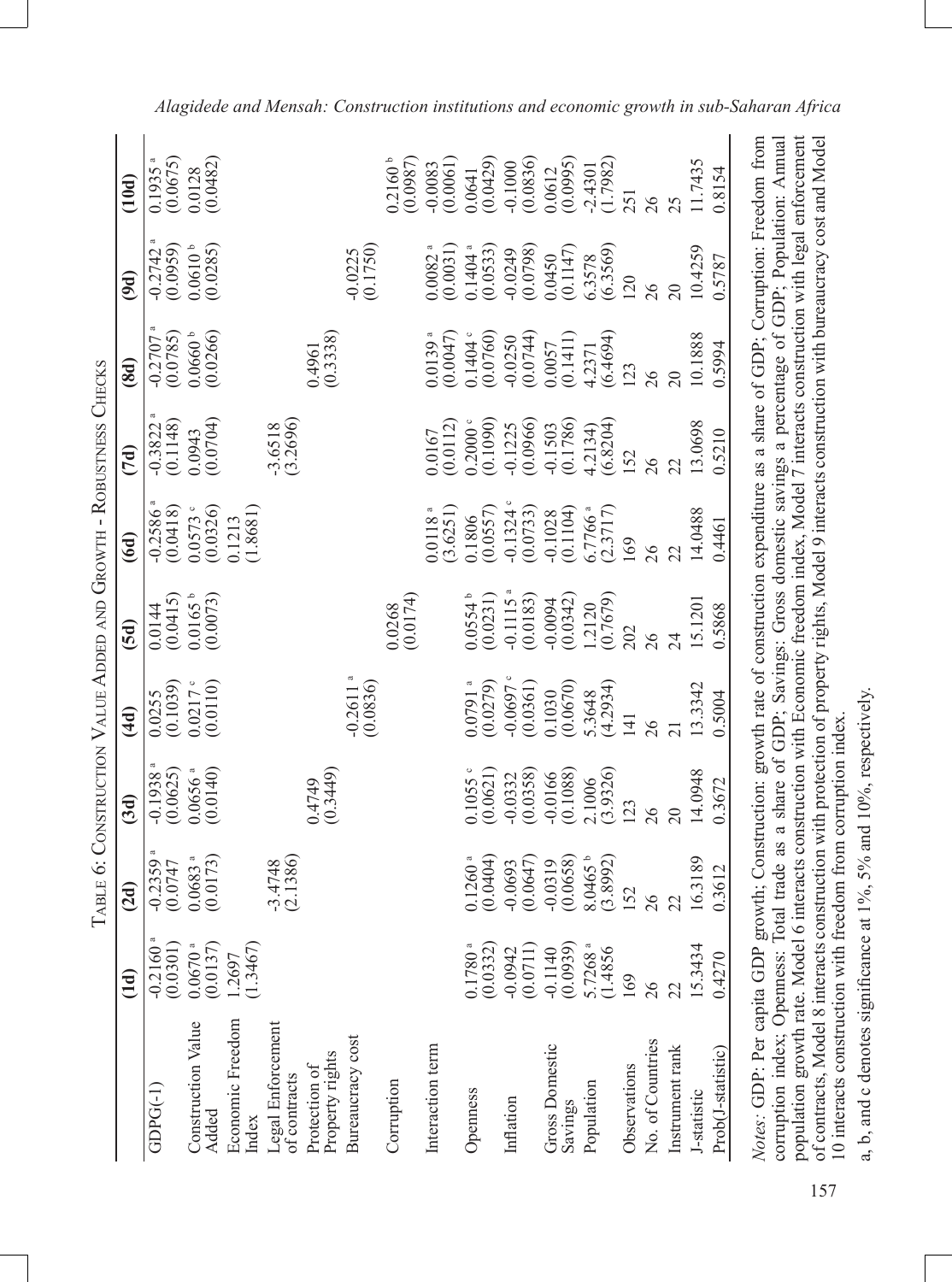Table 6: Construction Value Added and Growth - Robustness Checks

| | (1d) | (2d) | (3d) | (4d) | (5d) | (6d) | (7d) | (8d) | (9d) | (10d) |
|---|---|---|---|---|---|---|---|---|---|---|
| GDPG(-1) | -0.2160 [a] | -0.2359 [a] | -0.1938 [a] | 0.0255 | 0.0144 | -0.2586 [a] | -0.3822 [a] | -0.2707 [a] | -0.2742 [a] | 0.1935 [a] |
| | (0.0301) | (0.0747 | (0.0625) | (0.1039) | (0.0415) | (0.0418) | (0.1148) | (0.0785) | (0.0959) | (0.0675) |
| Construction Value Added | 0.0670 [a] | 0.0683 [a] | 0.0656 [a] | 0.0217 [c] | 0.0165 [b] | 0.0573 [c] | 0.0943 | 0.0660 [b] | 0.0610 [b] | 0.0128 |
| | (0.0137) | (0.0173) | (0.0140) | (0.0110) | (0.0073) | (0.0326) | (0.0704) | (0.0266) | (0.0285) | (0.0482) |
| Economic Freedom Index | 1.2697 | | | | | 0.1213 | | | | |
| | (1.3467) | | | | | (1.8681) | | | | |
| Legal Enforcement of contracts | | -3.4748 | | | | | -3.6518 | | | |
| | | (2.1386) | | | | | (3.2696) | | | |
| Protection of Property rights | | | 0.4749 | | | | | 0.4961 | | |
| | | | (0.3449) | | | | | (0.3338) | | |
| Bureaucracy cost | | | | -0.2611 [a] | | | | | -0.0225 | |
| | | | | (0.0836) | | | | | (0.1750) | |
| Corruption | | | | | 0.0268 | | | | | 0.2160 [b] |
| | | | | | (0.0174) | | | | | (0.0987) |
| Interaction term | | | | | | 0.0118 [a] | 0.0167 | 0.0139 [a] | 0.0082 [a] | -0.0083 |
| | | | | | | (3.6251) | (0.0112) | (0.0047) | (0.0031) | (0.0061) |
| Openness | 0.1780 [a] | 0.1260 [a] | 0.1055 [c] | 0.0791 [a] | 0.0554 [b] | 0.1806 | 0.2000 [c] | 0.1404 [c] | 0.1404 [a] | 0.0641 |
| | (0.0332) | (0.0404) | (0.0621) | (0.0279) | (0.0231) | (0.0557) | (0.1090) | (0.0760) | (0.0533) | (0.0429) |
| Inflation | -0.0942 | -0.0693 | -0.0332 | -0.0697 [c] | -0.1115 [a] | -0.1324 [c] | -0.1225 | -0.0250 | -0.0249 | -0.1000 |
| | (0.0711) | (0.0647) | (0.0358) | (0.0361) | (0.0183) | (0.0733) | (0.0966) | (0.0744) | (0.0798) | (0.0836) |
| Gross Domestic Savings | -0.1140 | -0.0319 | -0.0166 | 0.1030 | -0.0094 | -0.1028 | -0.1503 | 0.0057 | 0.0450 | 0.0612 |
| | (0.0939) | (0.0658) | (0.1088) | (0.0670) | (0.0342) | (0.1104) | (0.1786) | (0.1411) | (0.1147) | (0.0995) |
| Population | 5.7268 [a] | 8.0465 [b] | 2.1006 | 5.3648 | 1.2120 | 6.7766 [a] | 4.2134 | 4.2371 | 6.3578 | -2.4301 |
| | (1.4856 | (3.8992) | (3.9326) | (4.2934) | (0.7679) | (2.3717) | (6.8204) | (6.4694) | (6.3569) | (1.7982) |
| Observations | 169 | 152 | 123 | 141 | 202 | 169 | 152 | 123 | 120 | 251 |
| No. of Countries | 26 | 26 | 26 | 26 | 26 | 26 | 26 | 26 | 26 | 26 |
| Instrument rank | 22 | 22 | 20 | 21 | 24 | 22 | 22 | 20 | 20 | 25 |
| J-statistic | 15.3434 | 16.3189 | 14.0948 | 13.3342 | 15.1201 | 14.0488 | 13.0698 | 10.1888 | 10.4259 | 11.7435 |
| Prob(J-statistic) | 0.4270 | 0.3612 | 0.3672 | 0.5004 | 0.5868 | 0.4461 | 0.5210 | 0.5994 | 0.5787 | 0.8154 |

*Notes:* GDP: Per capita GDP growth; Construction: growth rate of construction expenditure as a share of GDP; Corruption: Freedom from corruption index; Openness: Total trade as a share of GDP; Savings: Gross domestic savings a percentage of GDP; Population: Annual population growth rate. Model 6 interacts construction with Economic freedom index, Model 7 interacts construction with legal enforcement of contracts, Model 8 interacts construction with protection of property rights, Model 9 interacts construction with bureaucracy cost and Model 10 interacts construction with freedom from corruption index.

a, b, and c denotes significance at 1%, 5% and 10%, respectively.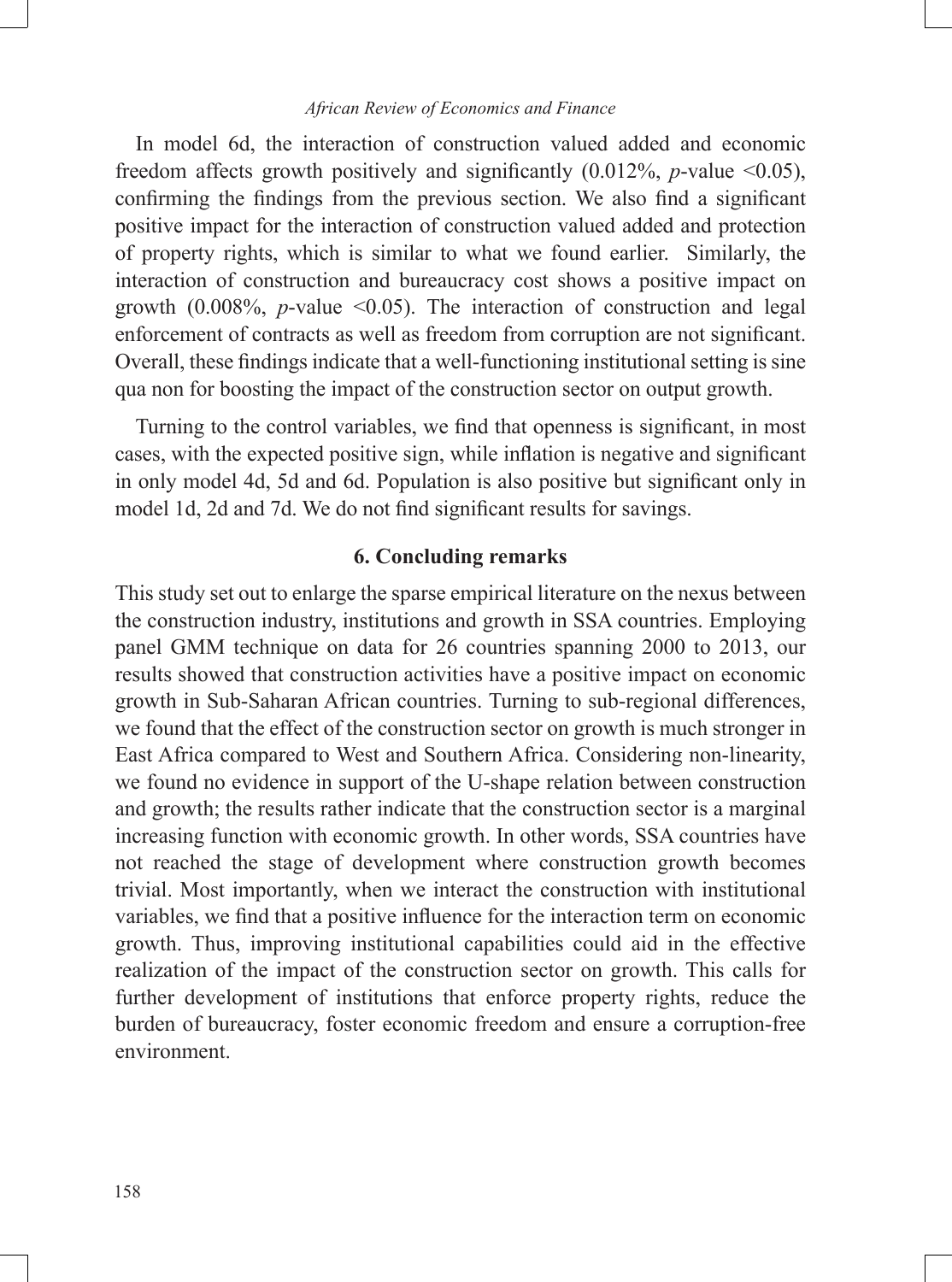In model 6d, the interaction of construction valued added and economic freedom affects growth positively and significantly (0.012%, $p$-value <0.05), confirming the findings from the previous section. We also find a significant positive impact for the interaction of construction valued added and protection of property rights, which is similar to what we found earlier. Similarly, the interaction of construction and bureaucracy cost shows a positive impact on growth (0.008%, $p$-value <0.05). The interaction of construction and legal enforcement of contracts as well as freedom from corruption are not significant. Overall, these findings indicate that a well-functioning institutional setting is sine qua non for boosting the impact of the construction sector on output growth.

Turning to the control variables, we find that openness is significant, in most cases, with the expected positive sign, while inflation is negative and significant in only model 4d, 5d and 6d. Population is also positive but significant only in model 1d, 2d and 7d. We do not find significant results for savings.

## 6. Concluding remarks

This study set out to enlarge the sparse empirical literature on the nexus between the construction industry, institutions and growth in SSA countries. Employing panel GMM technique on data for 26 countries spanning 2000 to 2013, our results showed that construction activities have a positive impact on economic growth in Sub-Saharan African countries. Turning to sub-regional differences, we found that the effect of the construction sector on growth is much stronger in East Africa compared to West and Southern Africa. Considering non-linearity, we found no evidence in support of the U-shape relation between construction and growth; the results rather indicate that the construction sector is a marginal increasing function with economic growth. In other words, SSA countries have not reached the stage of development where construction growth becomes trivial. Most importantly, when we interact the construction with institutional variables, we find that a positive influence for the interaction term on economic growth. Thus, improving institutional capabilities could aid in the effective realization of the impact of the construction sector on growth. This calls for further development of institutions that enforce property rights, reduce the burden of bureaucracy, foster economic freedom and ensure a corruption-free environment.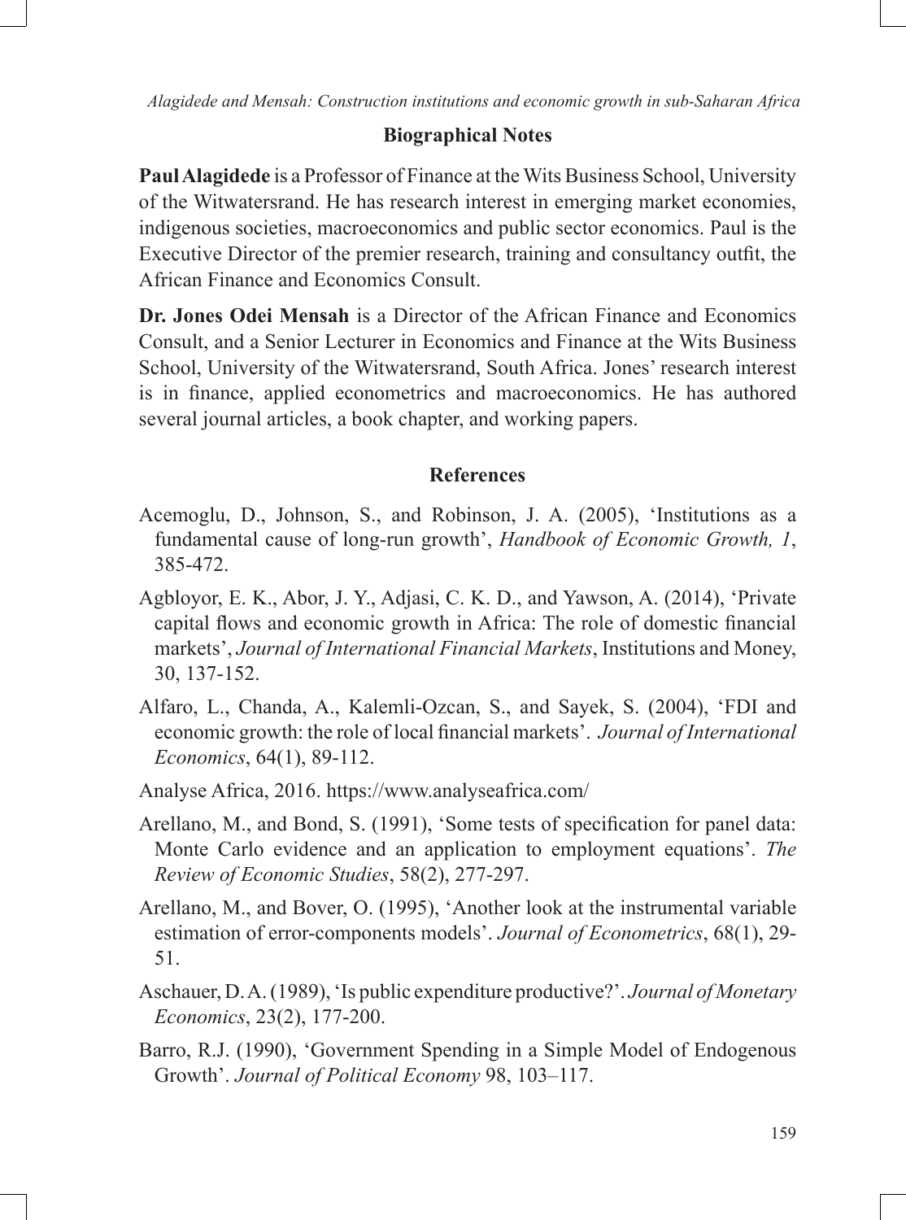## Biographical Notes

**Paul Alagidede** is a Professor of Finance at the Wits Business School, University of the Witwatersrand. He has research interest in emerging market economies, indigenous societies, macroeconomics and public sector economics. Paul is the Executive Director of the premier research, training and consultancy outfit, the African Finance and Economics Consult.

**Dr. Jones Odei Mensah** is a Director of the African Finance and Economics Consult, and a Senior Lecturer in Economics and Finance at the Wits Business School, University of the Witwatersrand, South Africa. Jones' research interest is in finance, applied econometrics and macroeconomics. He has authored several journal articles, a book chapter, and working papers.

## References

Acemoglu, D., Johnson, S., and Robinson, J. A. (2005), 'Institutions as a fundamental cause of long-run growth', *Handbook of Economic Growth, 1*, 385-472.

Agbloyor, E. K., Abor, J. Y., Adjasi, C. K. D., and Yawson, A. (2014), 'Private capital flows and economic growth in Africa: The role of domestic financial markets', *Journal of International Financial Markets*, Institutions and Money, 30, 137-152.

Alfaro, L., Chanda, A., Kalemli-Ozcan, S., and Sayek, S. (2004), 'FDI and economic growth: the role of local financial markets'. *Journal of International Economics*, 64(1), 89-112.

Analyse Africa, 2016. https://www.analyseafrica.com/

Arellano, M., and Bond, S. (1991), 'Some tests of specification for panel data: Monte Carlo evidence and an application to employment equations'. *The Review of Economic Studies*, 58(2), 277-297.

Arellano, M., and Bover, O. (1995), 'Another look at the instrumental variable estimation of error-components models'. *Journal of Econometrics*, 68(1), 29-51.

Aschauer, D. A. (1989), 'Is public expenditure productive?'. *Journal of Monetary Economics*, 23(2), 177-200.

Barro, R.J. (1990), 'Government Spending in a Simple Model of Endogenous Growth'. *Journal of Political Economy* 98, 103–117.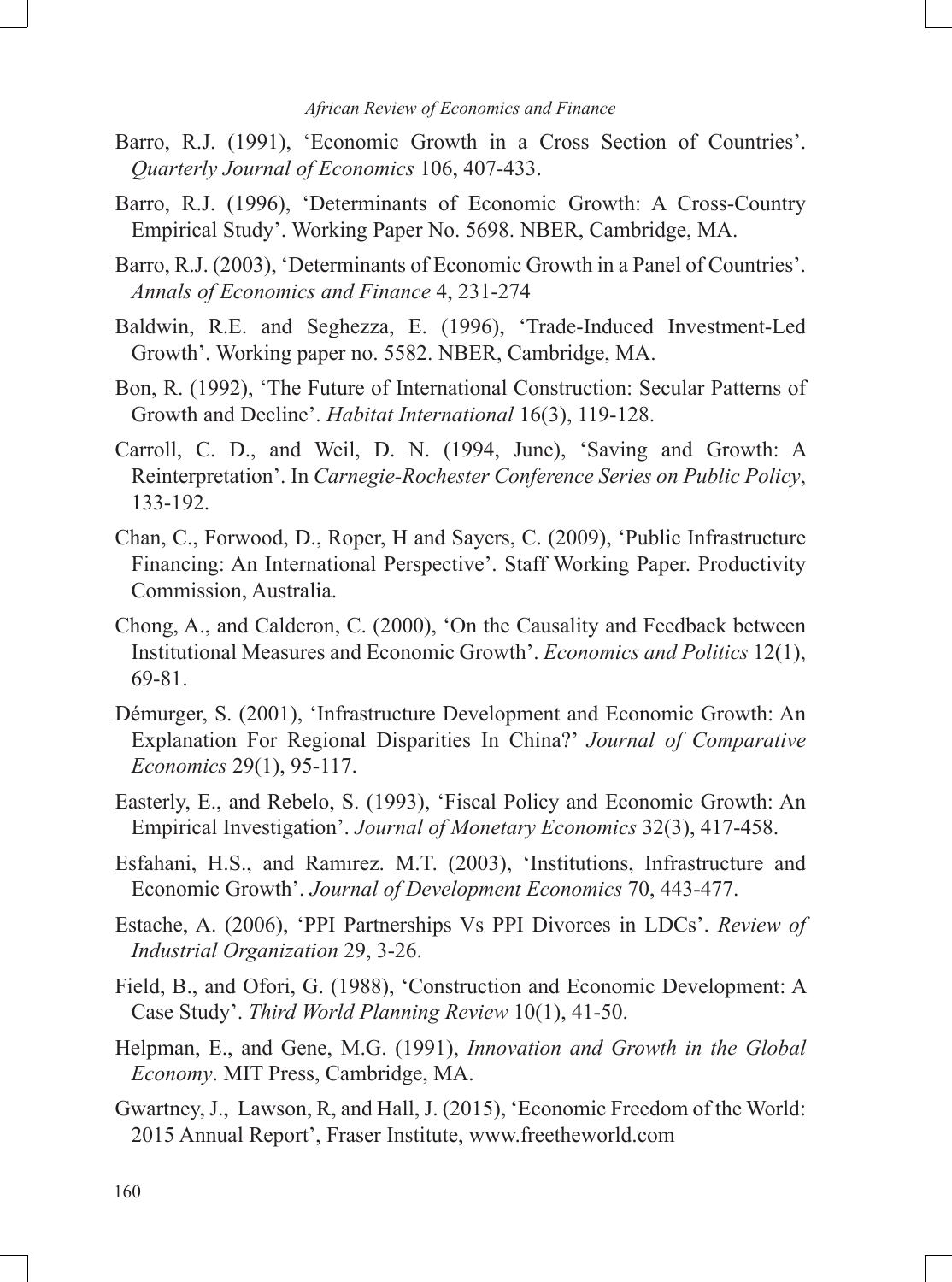Barro, R.J. (1991), 'Economic Growth in a Cross Section of Countries'. *Quarterly Journal of Economics* 106, 407-433.

Barro, R.J. (1996), 'Determinants of Economic Growth: A Cross-Country Empirical Study'. Working Paper No. 5698. NBER, Cambridge, MA.

Barro, R.J. (2003), 'Determinants of Economic Growth in a Panel of Countries'. *Annals of Economics and Finance* 4, 231-274

Baldwin, R.E. and Seghezza, E. (1996), 'Trade-Induced Investment-Led Growth'. Working paper no. 5582. NBER, Cambridge, MA.

Bon, R. (1992), 'The Future of International Construction: Secular Patterns of Growth and Decline'. *Habitat International* 16(3), 119-128.

Carroll, C. D., and Weil, D. N. (1994, June), 'Saving and Growth: A Reinterpretation'. In *Carnegie-Rochester Conference Series on Public Policy*, 133-192.

Chan, C., Forwood, D., Roper, H and Sayers, C. (2009), 'Public Infrastructure Financing: An International Perspective'. Staff Working Paper. Productivity Commission, Australia.

Chong, A., and Calderon, C. (2000), 'On the Causality and Feedback between Institutional Measures and Economic Growth'. *Economics and Politics* 12(1), 69-81.

Démurger, S. (2001), 'Infrastructure Development and Economic Growth: An Explanation For Regional Disparities In China?' *Journal of Comparative Economics* 29(1), 95-117.

Easterly, E., and Rebelo, S. (1993), 'Fiscal Policy and Economic Growth: An Empirical Investigation'. *Journal of Monetary Economics* 32(3), 417-458.

Esfahani, H.S., and Ramırez. M.T. (2003), 'Institutions, Infrastructure and Economic Growth'. *Journal of Development Economics* 70, 443-477.

Estache, A. (2006), 'PPI Partnerships Vs PPI Divorces in LDCs'. *Review of Industrial Organization* 29, 3-26.

Field, B., and Ofori, G. (1988), 'Construction and Economic Development: A Case Study'. *Third World Planning Review* 10(1), 41-50.

Helpman, E., and Gene, M.G. (1991), *Innovation and Growth in the Global Economy*. MIT Press, Cambridge, MA.

Gwartney, J., Lawson, R, and Hall, J. (2015), 'Economic Freedom of the World: 2015 Annual Report', Fraser Institute, www.freetheworld.com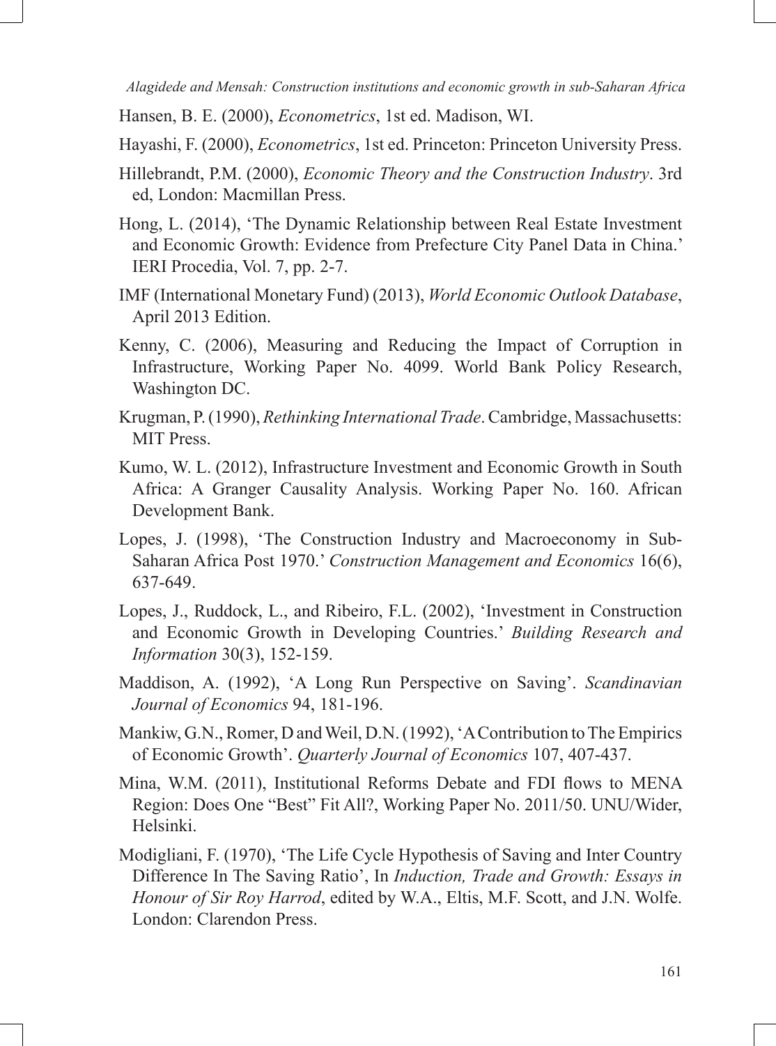Hansen, B. E. (2000), *Econometrics*, 1st ed. Madison, WI.

Hayashi, F. (2000), *Econometrics*, 1st ed. Princeton: Princeton University Press.

Hillebrandt, P.M. (2000), *Economic Theory and the Construction Industry*. 3rd ed, London: Macmillan Press.

Hong, L. (2014), 'The Dynamic Relationship between Real Estate Investment and Economic Growth: Evidence from Prefecture City Panel Data in China.' IERI Procedia, Vol. 7, pp. 2-7.

IMF (International Monetary Fund) (2013), *World Economic Outlook Database*, April 2013 Edition.

Kenny, C. (2006), Measuring and Reducing the Impact of Corruption in Infrastructure, Working Paper No. 4099. World Bank Policy Research, Washington DC.

Krugman, P. (1990), *Rethinking International Trade*. Cambridge, Massachusetts: MIT Press.

Kumo, W. L. (2012), Infrastructure Investment and Economic Growth in South Africa: A Granger Causality Analysis. Working Paper No. 160. African Development Bank.

Lopes, J. (1998), 'The Construction Industry and Macroeconomy in Sub-Saharan Africa Post 1970.' *Construction Management and Economics* 16(6), 637-649.

Lopes, J., Ruddock, L., and Ribeiro, F.L. (2002), 'Investment in Construction and Economic Growth in Developing Countries.' *Building Research and Information* 30(3), 152-159.

Maddison, A. (1992), 'A Long Run Perspective on Saving'. *Scandinavian Journal of Economics* 94, 181-196.

Mankiw, G.N., Romer, D and Weil, D.N. (1992), 'A Contribution to The Empirics of Economic Growth'. *Quarterly Journal of Economics* 107, 407-437.

Mina, W.M. (2011), Institutional Reforms Debate and FDI flows to MENA Region: Does One "Best" Fit All?, Working Paper No. 2011/50. UNU/Wider, Helsinki.

Modigliani, F. (1970), 'The Life Cycle Hypothesis of Saving and Inter Country Difference In The Saving Ratio', In *Induction, Trade and Growth: Essays in Honour of Sir Roy Harrod*, edited by W.A., Eltis, M.F. Scott, and J.N. Wolfe. London: Clarendon Press.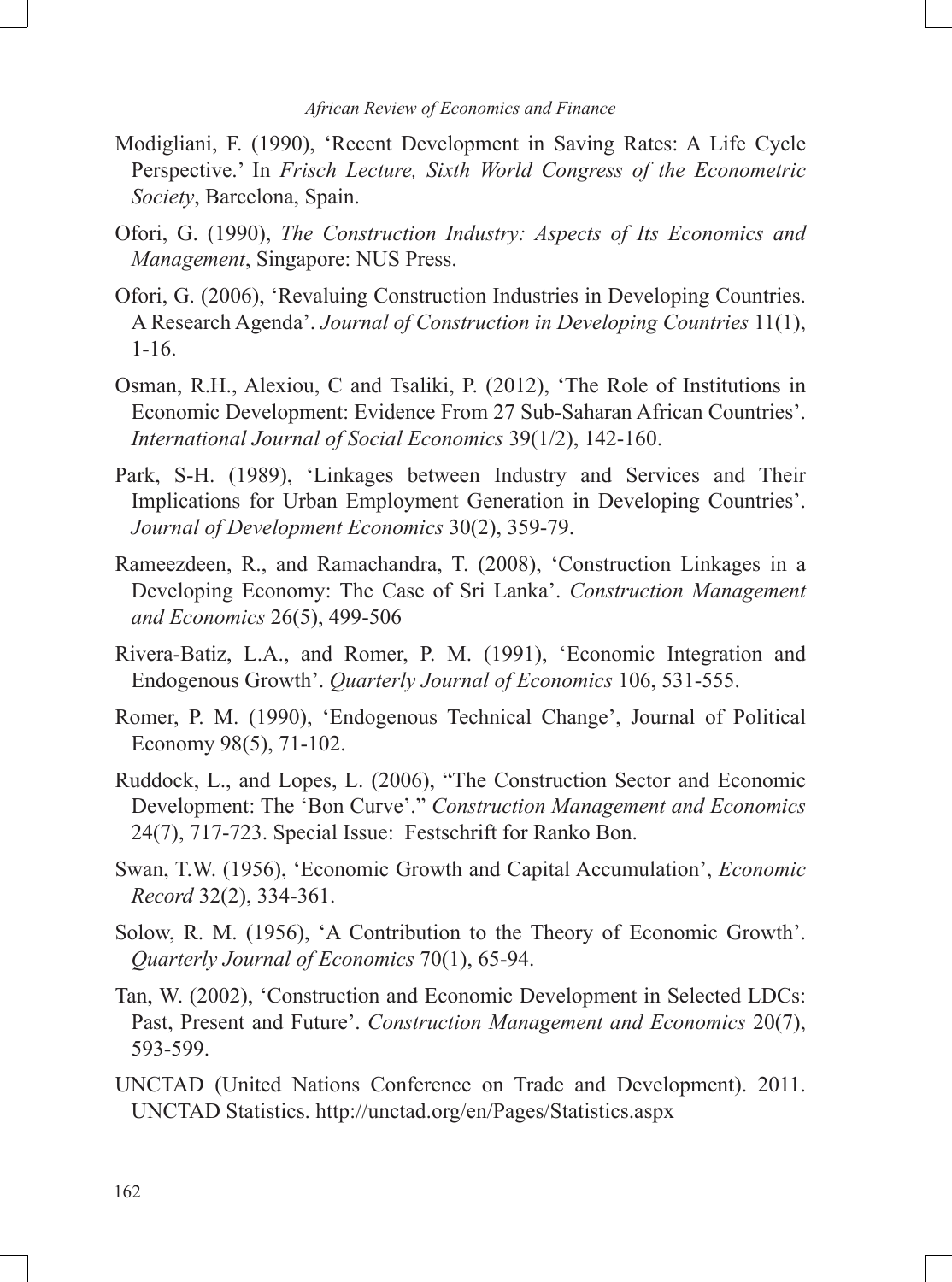Modigliani, F. (1990), 'Recent Development in Saving Rates: A Life Cycle Perspective.' In *Frisch Lecture, Sixth World Congress of the Econometric Society*, Barcelona, Spain.

Ofori, G. (1990), *The Construction Industry: Aspects of Its Economics and Management*, Singapore: NUS Press.

Ofori, G. (2006), 'Revaluing Construction Industries in Developing Countries. A Research Agenda'. *Journal of Construction in Developing Countries* 11(1), 1-16.

Osman, R.H., Alexiou, C and Tsaliki, P. (2012), 'The Role of Institutions in Economic Development: Evidence From 27 Sub-Saharan African Countries'. *International Journal of Social Economics* 39(1/2), 142-160.

Park, S-H. (1989), 'Linkages between Industry and Services and Their Implications for Urban Employment Generation in Developing Countries'. *Journal of Development Economics* 30(2), 359-79.

Rameezdeen, R., and Ramachandra, T. (2008), 'Construction Linkages in a Developing Economy: The Case of Sri Lanka'. *Construction Management and Economics* 26(5), 499-506

Rivera-Batiz, L.A., and Romer, P. M. (1991), 'Economic Integration and Endogenous Growth'. *Quarterly Journal of Economics* 106, 531-555.

Romer, P. M. (1990), 'Endogenous Technical Change', Journal of Political Economy 98(5), 71-102.

Ruddock, L., and Lopes, L. (2006), "The Construction Sector and Economic Development: The 'Bon Curve'." *Construction Management and Economics* 24(7), 717-723. Special Issue: Festschrift for Ranko Bon.

Swan, T.W. (1956), 'Economic Growth and Capital Accumulation', *Economic Record* 32(2), 334-361.

Solow, R. M. (1956), 'A Contribution to the Theory of Economic Growth'. *Quarterly Journal of Economics* 70(1), 65-94.

Tan, W. (2002), 'Construction and Economic Development in Selected LDCs: Past, Present and Future'. *Construction Management and Economics* 20(7), 593-599.

UNCTAD (United Nations Conference on Trade and Development). 2011. UNCTAD Statistics. http://unctad.org/en/Pages/Statistics.aspx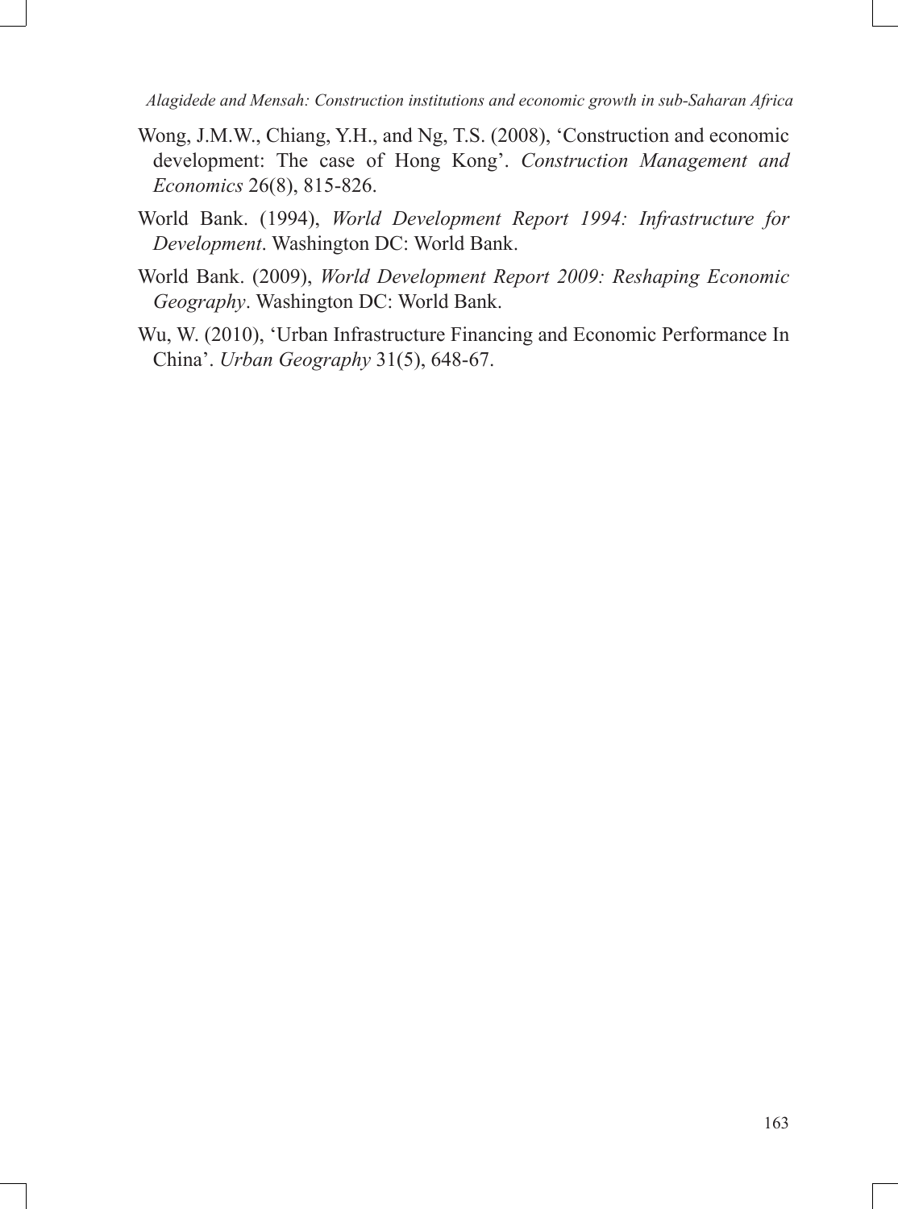Wong, J.M.W., Chiang, Y.H., and Ng, T.S. (2008), 'Construction and economic development: The case of Hong Kong'. *Construction Management and Economics* 26(8), 815-826.

World Bank. (1994), *World Development Report 1994: Infrastructure for Development*. Washington DC: World Bank.

World Bank. (2009), *World Development Report 2009: Reshaping Economic Geography*. Washington DC: World Bank.

Wu, W. (2010), 'Urban Infrastructure Financing and Economic Performance In China'. *Urban Geography* 31(5), 648-67.